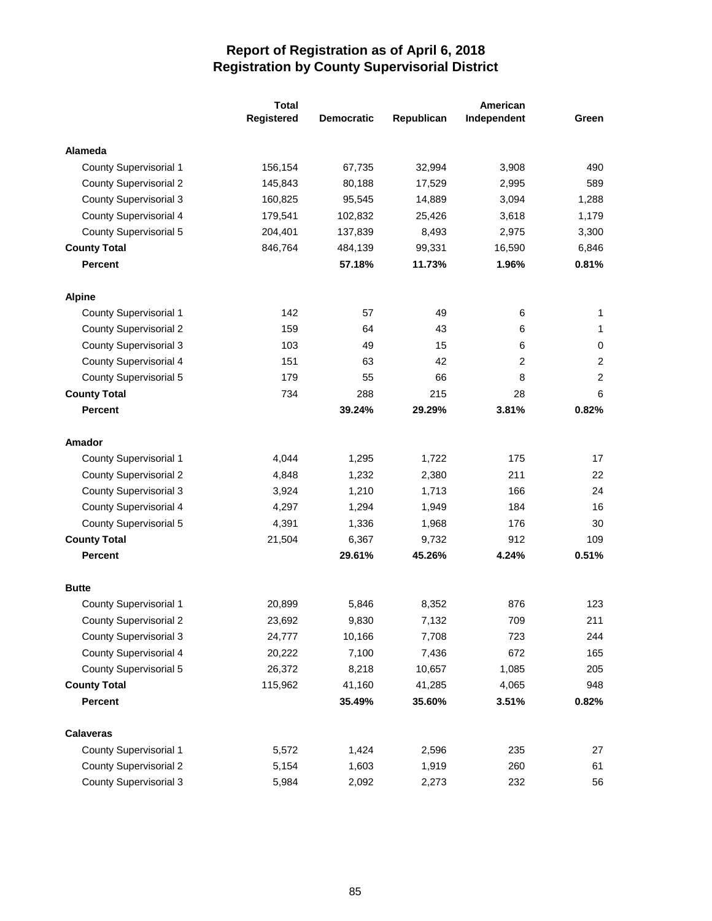# Report of Registration as of April 6, 2018
## Registration by County Supervisorial District

| | Total Registered | Democratic | Republican | American Independent | Green |
|---|---|---|---|---|---|
| **Alameda** | | | | | |
| County Supervisorial 1 | 156,154 | 67,735 | 32,994 | 3,908 | 490 |
| County Supervisorial 2 | 145,843 | 80,188 | 17,529 | 2,995 | 589 |
| County Supervisorial 3 | 160,825 | 95,545 | 14,889 | 3,094 | 1,288 |
| County Supervisorial 4 | 179,541 | 102,832 | 25,426 | 3,618 | 1,179 |
| County Supervisorial 5 | 204,401 | 137,839 | 8,493 | 2,975 | 3,300 |
| **County Total** | 846,764 | 484,139 | 99,331 | 16,590 | 6,846 |
| **Percent** | | **57.18%** | **11.73%** | **1.96%** | **0.81%** |
| **Alpine** | | | | | |
| County Supervisorial 1 | 142 | 57 | 49 | 6 | 1 |
| County Supervisorial 2 | 159 | 64 | 43 | 6 | 1 |
| County Supervisorial 3 | 103 | 49 | 15 | 6 | 0 |
| County Supervisorial 4 | 151 | 63 | 42 | 2 | 2 |
| County Supervisorial 5 | 179 | 55 | 66 | 8 | 2 |
| **County Total** | 734 | 288 | 215 | 28 | 6 |
| **Percent** | | **39.24%** | **29.29%** | **3.81%** | **0.82%** |
| **Amador** | | | | | |
| County Supervisorial 1 | 4,044 | 1,295 | 1,722 | 175 | 17 |
| County Supervisorial 2 | 4,848 | 1,232 | 2,380 | 211 | 22 |
| County Supervisorial 3 | 3,924 | 1,210 | 1,713 | 166 | 24 |
| County Supervisorial 4 | 4,297 | 1,294 | 1,949 | 184 | 16 |
| County Supervisorial 5 | 4,391 | 1,336 | 1,968 | 176 | 30 |
| **County Total** | 21,504 | 6,367 | 9,732 | 912 | 109 |
| **Percent** | | **29.61%** | **45.26%** | **4.24%** | **0.51%** |
| **Butte** | | | | | |
| County Supervisorial 1 | 20,899 | 5,846 | 8,352 | 876 | 123 |
| County Supervisorial 2 | 23,692 | 9,830 | 7,132 | 709 | 211 |
| County Supervisorial 3 | 24,777 | 10,166 | 7,708 | 723 | 244 |
| County Supervisorial 4 | 20,222 | 7,100 | 7,436 | 672 | 165 |
| County Supervisorial 5 | 26,372 | 8,218 | 10,657 | 1,085 | 205 |
| **County Total** | 115,962 | 41,160 | 41,285 | 4,065 | 948 |
| **Percent** | | **35.49%** | **35.60%** | **3.51%** | **0.82%** |
| **Calaveras** | | | | | |
| County Supervisorial 1 | 5,572 | 1,424 | 2,596 | 235 | 27 |
| County Supervisorial 2 | 5,154 | 1,603 | 1,919 | 260 | 61 |
| County Supervisorial 3 | 5,984 | 2,092 | 2,273 | 232 | 56 |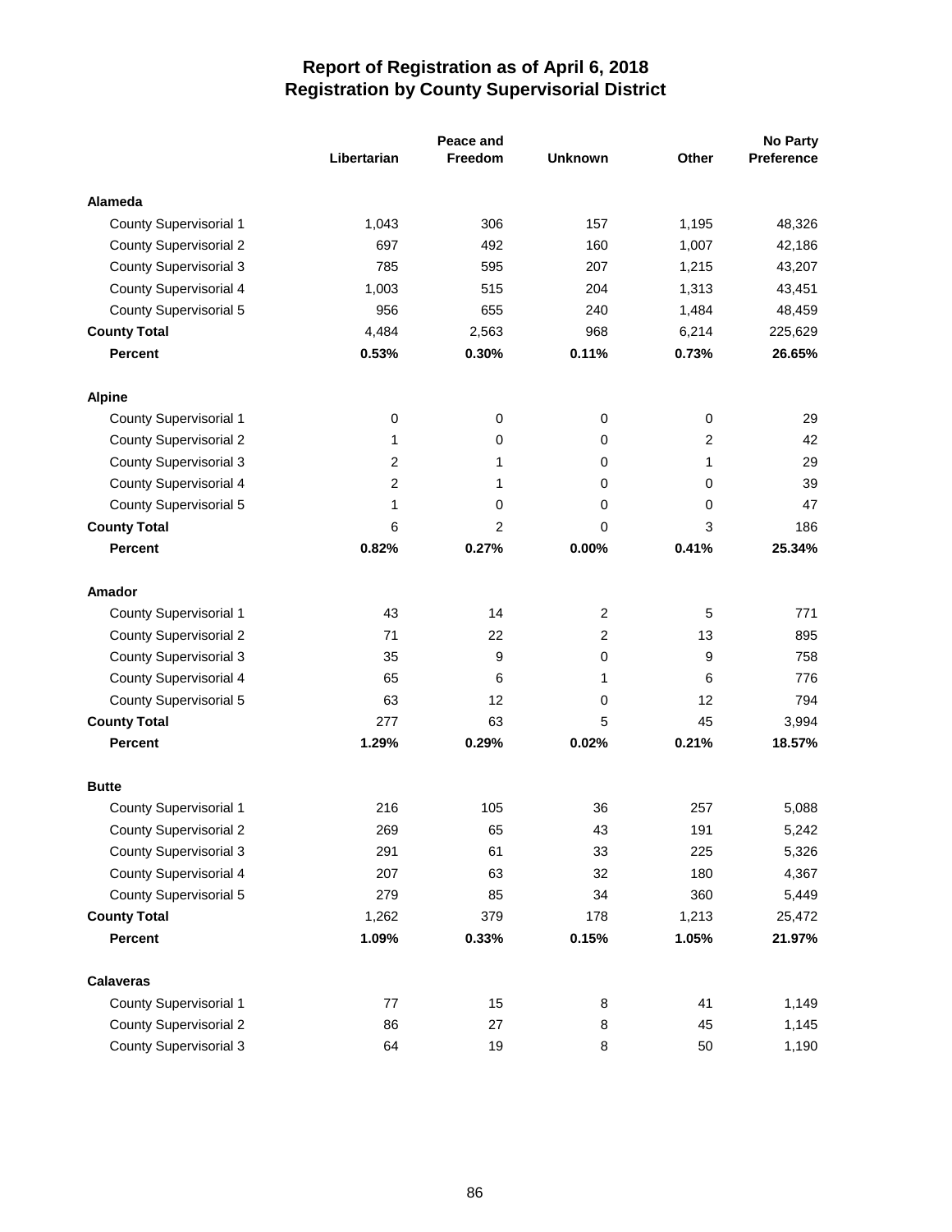# Report of Registration as of April 6, 2018
## Registration by County Supervisorial District

| | Libertarian | Peace and Freedom | Unknown | Other | No Party Preference |
|---|---|---|---|---|---|
| **Alameda** | | | | | |
| County Supervisorial 1 | 1,043 | 306 | 157 | 1,195 | 48,326 |
| County Supervisorial 2 | 697 | 492 | 160 | 1,007 | 42,186 |
| County Supervisorial 3 | 785 | 595 | 207 | 1,215 | 43,207 |
| County Supervisorial 4 | 1,003 | 515 | 204 | 1,313 | 43,451 |
| County Supervisorial 5 | 956 | 655 | 240 | 1,484 | 48,459 |
| **County Total** | 4,484 | 2,563 | 968 | 6,214 | 225,629 |
| **Percent** | **0.53%** | **0.30%** | **0.11%** | **0.73%** | **26.65%** |
| **Alpine** | | | | | |
| County Supervisorial 1 | 0 | 0 | 0 | 0 | 29 |
| County Supervisorial 2 | 1 | 0 | 0 | 2 | 42 |
| County Supervisorial 3 | 2 | 1 | 0 | 1 | 29 |
| County Supervisorial 4 | 2 | 1 | 0 | 0 | 39 |
| County Supervisorial 5 | 1 | 0 | 0 | 0 | 47 |
| **County Total** | 6 | 2 | 0 | 3 | 186 |
| **Percent** | **0.82%** | **0.27%** | **0.00%** | **0.41%** | **25.34%** |
| **Amador** | | | | | |
| County Supervisorial 1 | 43 | 14 | 2 | 5 | 771 |
| County Supervisorial 2 | 71 | 22 | 2 | 13 | 895 |
| County Supervisorial 3 | 35 | 9 | 0 | 9 | 758 |
| County Supervisorial 4 | 65 | 6 | 1 | 6 | 776 |
| County Supervisorial 5 | 63 | 12 | 0 | 12 | 794 |
| **County Total** | 277 | 63 | 5 | 45 | 3,994 |
| **Percent** | **1.29%** | **0.29%** | **0.02%** | **0.21%** | **18.57%** |
| **Butte** | | | | | |
| County Supervisorial 1 | 216 | 105 | 36 | 257 | 5,088 |
| County Supervisorial 2 | 269 | 65 | 43 | 191 | 5,242 |
| County Supervisorial 3 | 291 | 61 | 33 | 225 | 5,326 |
| County Supervisorial 4 | 207 | 63 | 32 | 180 | 4,367 |
| County Supervisorial 5 | 279 | 85 | 34 | 360 | 5,449 |
| **County Total** | 1,262 | 379 | 178 | 1,213 | 25,472 |
| **Percent** | **1.09%** | **0.33%** | **0.15%** | **1.05%** | **21.97%** |
| **Calaveras** | | | | | |
| County Supervisorial 1 | 77 | 15 | 8 | 41 | 1,149 |
| County Supervisorial 2 | 86 | 27 | 8 | 45 | 1,145 |
| County Supervisorial 3 | 64 | 19 | 8 | 50 | 1,190 |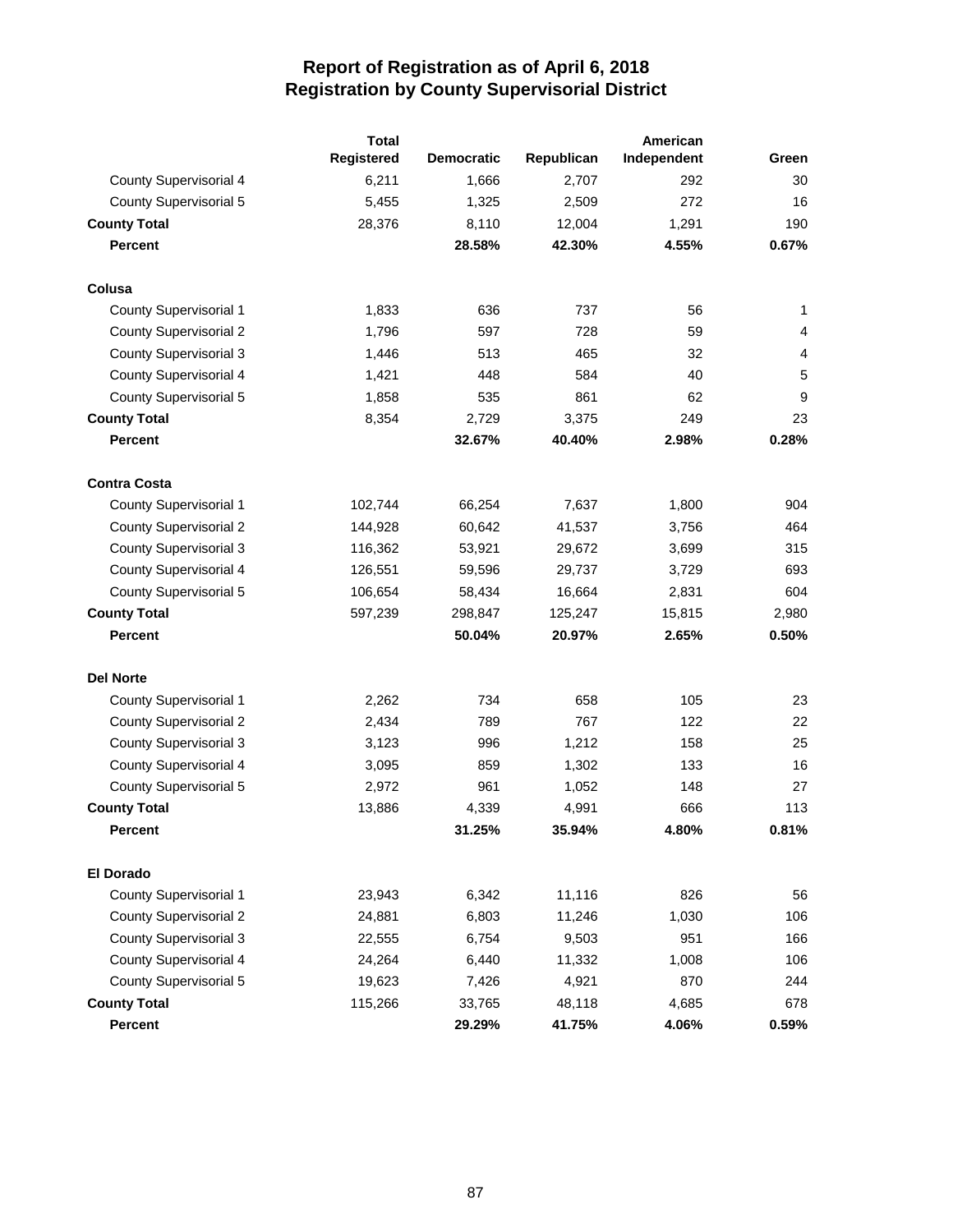# Report of Registration as of April 6, 2018
## Registration by County Supervisorial District

| | Total Registered | Democratic | Republican | American Independent | Green |
|---|---|---|---|---|---|
| County Supervisorial 4 | 6,211 | 1,666 | 2,707 | 292 | 30 |
| County Supervisorial 5 | 5,455 | 1,325 | 2,509 | 272 | 16 |
| **County Total** | 28,376 | 8,110 | 12,004 | 1,291 | 190 |
| **Percent** | | **28.58%** | **42.30%** | **4.55%** | **0.67%** |
| **Colusa** | | | | | |
| County Supervisorial 1 | 1,833 | 636 | 737 | 56 | 1 |
| County Supervisorial 2 | 1,796 | 597 | 728 | 59 | 4 |
| County Supervisorial 3 | 1,446 | 513 | 465 | 32 | 4 |
| County Supervisorial 4 | 1,421 | 448 | 584 | 40 | 5 |
| County Supervisorial 5 | 1,858 | 535 | 861 | 62 | 9 |
| **County Total** | 8,354 | 2,729 | 3,375 | 249 | 23 |
| **Percent** | | **32.67%** | **40.40%** | **2.98%** | **0.28%** |
| **Contra Costa** | | | | | |
| County Supervisorial 1 | 102,744 | 66,254 | 7,637 | 1,800 | 904 |
| County Supervisorial 2 | 144,928 | 60,642 | 41,537 | 3,756 | 464 |
| County Supervisorial 3 | 116,362 | 53,921 | 29,672 | 3,699 | 315 |
| County Supervisorial 4 | 126,551 | 59,596 | 29,737 | 3,729 | 693 |
| County Supervisorial 5 | 106,654 | 58,434 | 16,664 | 2,831 | 604 |
| **County Total** | 597,239 | 298,847 | 125,247 | 15,815 | 2,980 |
| **Percent** | | **50.04%** | **20.97%** | **2.65%** | **0.50%** |
| **Del Norte** | | | | | |
| County Supervisorial 1 | 2,262 | 734 | 658 | 105 | 23 |
| County Supervisorial 2 | 2,434 | 789 | 767 | 122 | 22 |
| County Supervisorial 3 | 3,123 | 996 | 1,212 | 158 | 25 |
| County Supervisorial 4 | 3,095 | 859 | 1,302 | 133 | 16 |
| County Supervisorial 5 | 2,972 | 961 | 1,052 | 148 | 27 |
| **County Total** | 13,886 | 4,339 | 4,991 | 666 | 113 |
| **Percent** | | **31.25%** | **35.94%** | **4.80%** | **0.81%** |
| **El Dorado** | | | | | |
| County Supervisorial 1 | 23,943 | 6,342 | 11,116 | 826 | 56 |
| County Supervisorial 2 | 24,881 | 6,803 | 11,246 | 1,030 | 106 |
| County Supervisorial 3 | 22,555 | 6,754 | 9,503 | 951 | 166 |
| County Supervisorial 4 | 24,264 | 6,440 | 11,332 | 1,008 | 106 |
| County Supervisorial 5 | 19,623 | 7,426 | 4,921 | 870 | 244 |
| **County Total** | 115,266 | 33,765 | 48,118 | 4,685 | 678 |
| **Percent** | | **29.29%** | **41.75%** | **4.06%** | **0.59%** |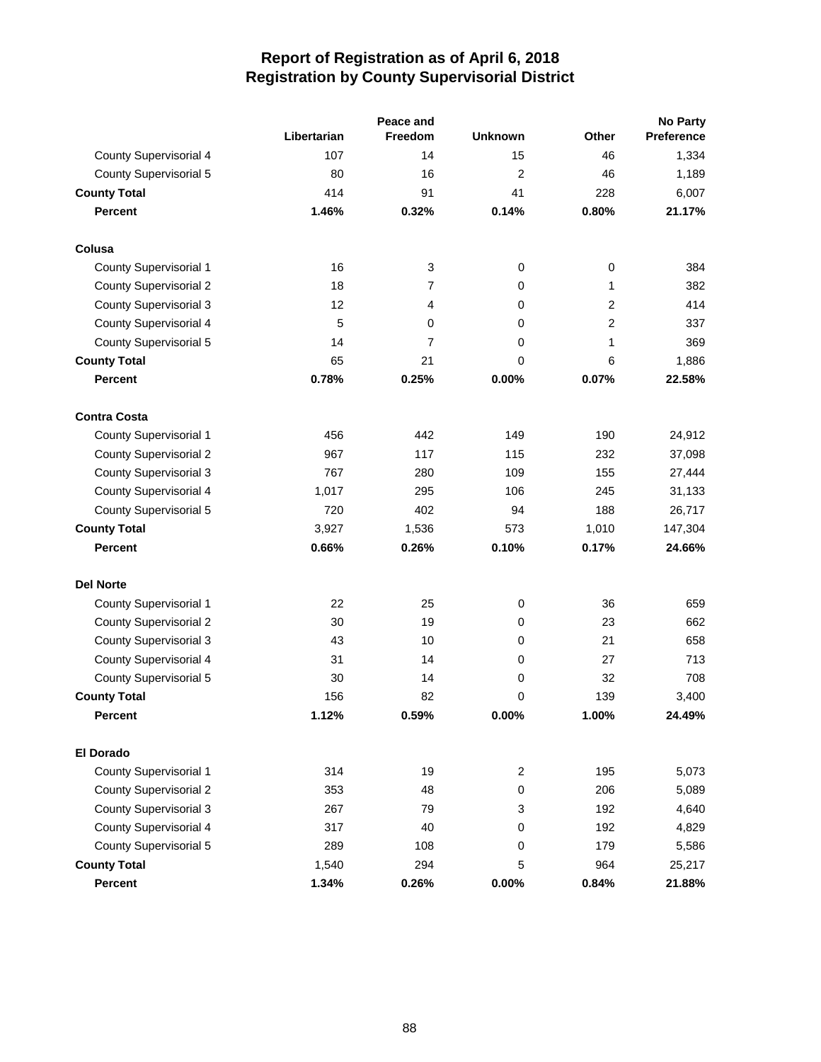# Report of Registration as of April 6, 2018
## Registration by County Supervisorial District

| | Libertarian | Peace and Freedom | Unknown | Other | No Party Preference |
|---|---|---|---|---|---|
| County Supervisorial 4 | 107 | 14 | 15 | 46 | 1,334 |
| County Supervisorial 5 | 80 | 16 | 2 | 46 | 1,189 |
| **County Total** | 414 | 91 | 41 | 228 | 6,007 |
| **Percent** | **1.46%** | **0.32%** | **0.14%** | **0.80%** | **21.17%** |
| **Colusa** | | | | | |
| County Supervisorial 1 | 16 | 3 | 0 | 0 | 384 |
| County Supervisorial 2 | 18 | 7 | 0 | 1 | 382 |
| County Supervisorial 3 | 12 | 4 | 0 | 2 | 414 |
| County Supervisorial 4 | 5 | 0 | 0 | 2 | 337 |
| County Supervisorial 5 | 14 | 7 | 0 | 1 | 369 |
| **County Total** | 65 | 21 | 0 | 6 | 1,886 |
| **Percent** | **0.78%** | **0.25%** | **0.00%** | **0.07%** | **22.58%** |
| **Contra Costa** | | | | | |
| County Supervisorial 1 | 456 | 442 | 149 | 190 | 24,912 |
| County Supervisorial 2 | 967 | 117 | 115 | 232 | 37,098 |
| County Supervisorial 3 | 767 | 280 | 109 | 155 | 27,444 |
| County Supervisorial 4 | 1,017 | 295 | 106 | 245 | 31,133 |
| County Supervisorial 5 | 720 | 402 | 94 | 188 | 26,717 |
| **County Total** | 3,927 | 1,536 | 573 | 1,010 | 147,304 |
| **Percent** | **0.66%** | **0.26%** | **0.10%** | **0.17%** | **24.66%** |
| **Del Norte** | | | | | |
| County Supervisorial 1 | 22 | 25 | 0 | 36 | 659 |
| County Supervisorial 2 | 30 | 19 | 0 | 23 | 662 |
| County Supervisorial 3 | 43 | 10 | 0 | 21 | 658 |
| County Supervisorial 4 | 31 | 14 | 0 | 27 | 713 |
| County Supervisorial 5 | 30 | 14 | 0 | 32 | 708 |
| **County Total** | 156 | 82 | 0 | 139 | 3,400 |
| **Percent** | **1.12%** | **0.59%** | **0.00%** | **1.00%** | **24.49%** |
| **El Dorado** | | | | | |
| County Supervisorial 1 | 314 | 19 | 2 | 195 | 5,073 |
| County Supervisorial 2 | 353 | 48 | 0 | 206 | 5,089 |
| County Supervisorial 3 | 267 | 79 | 3 | 192 | 4,640 |
| County Supervisorial 4 | 317 | 40 | 0 | 192 | 4,829 |
| County Supervisorial 5 | 289 | 108 | 0 | 179 | 5,586 |
| **County Total** | 1,540 | 294 | 5 | 964 | 25,217 |
| **Percent** | **1.34%** | **0.26%** | **0.00%** | **0.84%** | **21.88%** |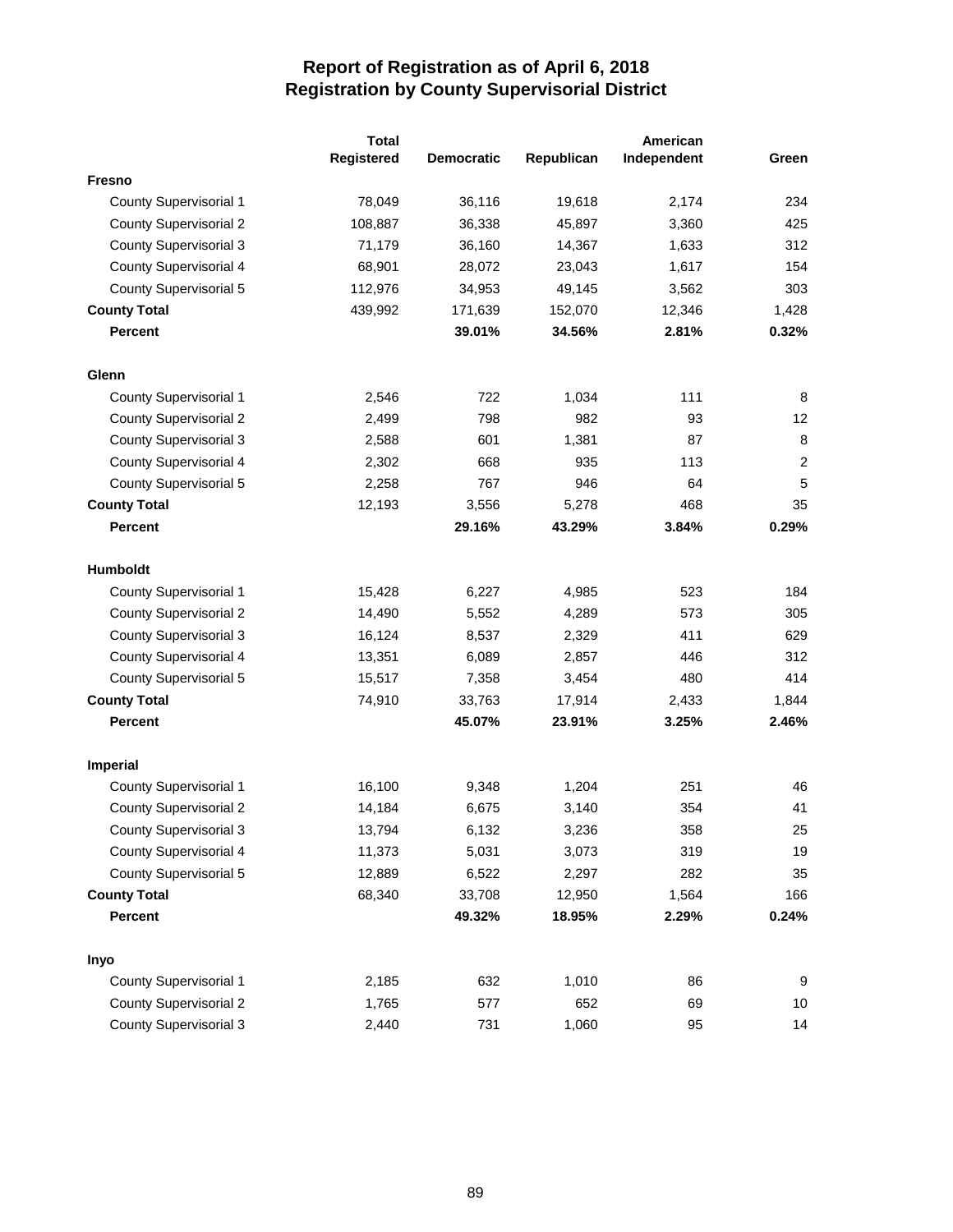# Report of Registration as of April 6, 2018
## Registration by County Supervisorial District

| | Total Registered | Democratic | Republican | American Independent | Green |
|---|---|---|---|---|---|
| **Fresno** | | | | | |
| County Supervisorial 1 | 78,049 | 36,116 | 19,618 | 2,174 | 234 |
| County Supervisorial 2 | 108,887 | 36,338 | 45,897 | 3,360 | 425 |
| County Supervisorial 3 | 71,179 | 36,160 | 14,367 | 1,633 | 312 |
| County Supervisorial 4 | 68,901 | 28,072 | 23,043 | 1,617 | 154 |
| County Supervisorial 5 | 112,976 | 34,953 | 49,145 | 3,562 | 303 |
| **County Total** | 439,992 | 171,639 | 152,070 | 12,346 | 1,428 |
| **Percent** | | **39.01%** | **34.56%** | **2.81%** | **0.32%** |
| **Glenn** | | | | | |
| County Supervisorial 1 | 2,546 | 722 | 1,034 | 111 | 8 |
| County Supervisorial 2 | 2,499 | 798 | 982 | 93 | 12 |
| County Supervisorial 3 | 2,588 | 601 | 1,381 | 87 | 8 |
| County Supervisorial 4 | 2,302 | 668 | 935 | 113 | 2 |
| County Supervisorial 5 | 2,258 | 767 | 946 | 64 | 5 |
| **County Total** | 12,193 | 3,556 | 5,278 | 468 | 35 |
| **Percent** | | **29.16%** | **43.29%** | **3.84%** | **0.29%** |
| **Humboldt** | | | | | |
| County Supervisorial 1 | 15,428 | 6,227 | 4,985 | 523 | 184 |
| County Supervisorial 2 | 14,490 | 5,552 | 4,289 | 573 | 305 |
| County Supervisorial 3 | 16,124 | 8,537 | 2,329 | 411 | 629 |
| County Supervisorial 4 | 13,351 | 6,089 | 2,857 | 446 | 312 |
| County Supervisorial 5 | 15,517 | 7,358 | 3,454 | 480 | 414 |
| **County Total** | 74,910 | 33,763 | 17,914 | 2,433 | 1,844 |
| **Percent** | | **45.07%** | **23.91%** | **3.25%** | **2.46%** |
| **Imperial** | | | | | |
| County Supervisorial 1 | 16,100 | 9,348 | 1,204 | 251 | 46 |
| County Supervisorial 2 | 14,184 | 6,675 | 3,140 | 354 | 41 |
| County Supervisorial 3 | 13,794 | 6,132 | 3,236 | 358 | 25 |
| County Supervisorial 4 | 11,373 | 5,031 | 3,073 | 319 | 19 |
| County Supervisorial 5 | 12,889 | 6,522 | 2,297 | 282 | 35 |
| **County Total** | 68,340 | 33,708 | 12,950 | 1,564 | 166 |
| **Percent** | | **49.32%** | **18.95%** | **2.29%** | **0.24%** |
| **Inyo** | | | | | |
| County Supervisorial 1 | 2,185 | 632 | 1,010 | 86 | 9 |
| County Supervisorial 2 | 1,765 | 577 | 652 | 69 | 10 |
| County Supervisorial 3 | 2,440 | 731 | 1,060 | 95 | 14 |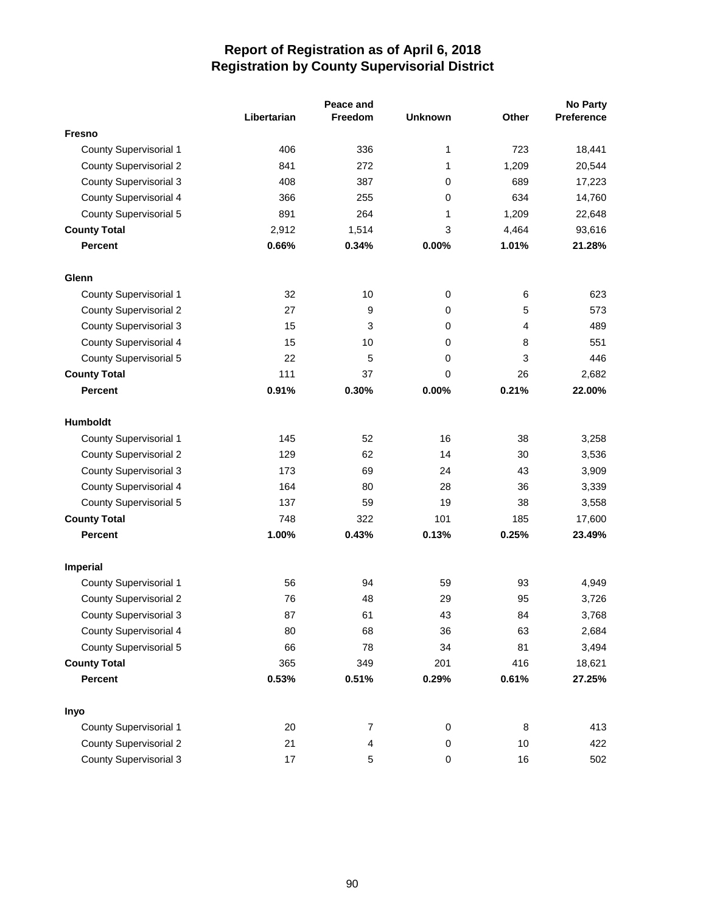# Report of Registration as of April 6, 2018
## Registration by County Supervisorial District

| | Libertarian | Peace and Freedom | Unknown | Other | No Party Preference |
|---|---|---|---|---|---|
| **Fresno** | | | | | |
| County Supervisorial 1 | 406 | 336 | 1 | 723 | 18,441 |
| County Supervisorial 2 | 841 | 272 | 1 | 1,209 | 20,544 |
| County Supervisorial 3 | 408 | 387 | 0 | 689 | 17,223 |
| County Supervisorial 4 | 366 | 255 | 0 | 634 | 14,760 |
| County Supervisorial 5 | 891 | 264 | 1 | 1,209 | 22,648 |
| **County Total** | 2,912 | 1,514 | 3 | 4,464 | 93,616 |
| **Percent** | **0.66%** | **0.34%** | **0.00%** | **1.01%** | **21.28%** |
| **Glenn** | | | | | |
| County Supervisorial 1 | 32 | 10 | 0 | 6 | 623 |
| County Supervisorial 2 | 27 | 9 | 0 | 5 | 573 |
| County Supervisorial 3 | 15 | 3 | 0 | 4 | 489 |
| County Supervisorial 4 | 15 | 10 | 0 | 8 | 551 |
| County Supervisorial 5 | 22 | 5 | 0 | 3 | 446 |
| **County Total** | 111 | 37 | 0 | 26 | 2,682 |
| **Percent** | **0.91%** | **0.30%** | **0.00%** | **0.21%** | **22.00%** |
| **Humboldt** | | | | | |
| County Supervisorial 1 | 145 | 52 | 16 | 38 | 3,258 |
| County Supervisorial 2 | 129 | 62 | 14 | 30 | 3,536 |
| County Supervisorial 3 | 173 | 69 | 24 | 43 | 3,909 |
| County Supervisorial 4 | 164 | 80 | 28 | 36 | 3,339 |
| County Supervisorial 5 | 137 | 59 | 19 | 38 | 3,558 |
| **County Total** | 748 | 322 | 101 | 185 | 17,600 |
| **Percent** | **1.00%** | **0.43%** | **0.13%** | **0.25%** | **23.49%** |
| **Imperial** | | | | | |
| County Supervisorial 1 | 56 | 94 | 59 | 93 | 4,949 |
| County Supervisorial 2 | 76 | 48 | 29 | 95 | 3,726 |
| County Supervisorial 3 | 87 | 61 | 43 | 84 | 3,768 |
| County Supervisorial 4 | 80 | 68 | 36 | 63 | 2,684 |
| County Supervisorial 5 | 66 | 78 | 34 | 81 | 3,494 |
| **County Total** | 365 | 349 | 201 | 416 | 18,621 |
| **Percent** | **0.53%** | **0.51%** | **0.29%** | **0.61%** | **27.25%** |
| **Inyo** | | | | | |
| County Supervisorial 1 | 20 | 7 | 0 | 8 | 413 |
| County Supervisorial 2 | 21 | 4 | 0 | 10 | 422 |
| County Supervisorial 3 | 17 | 5 | 0 | 16 | 502 |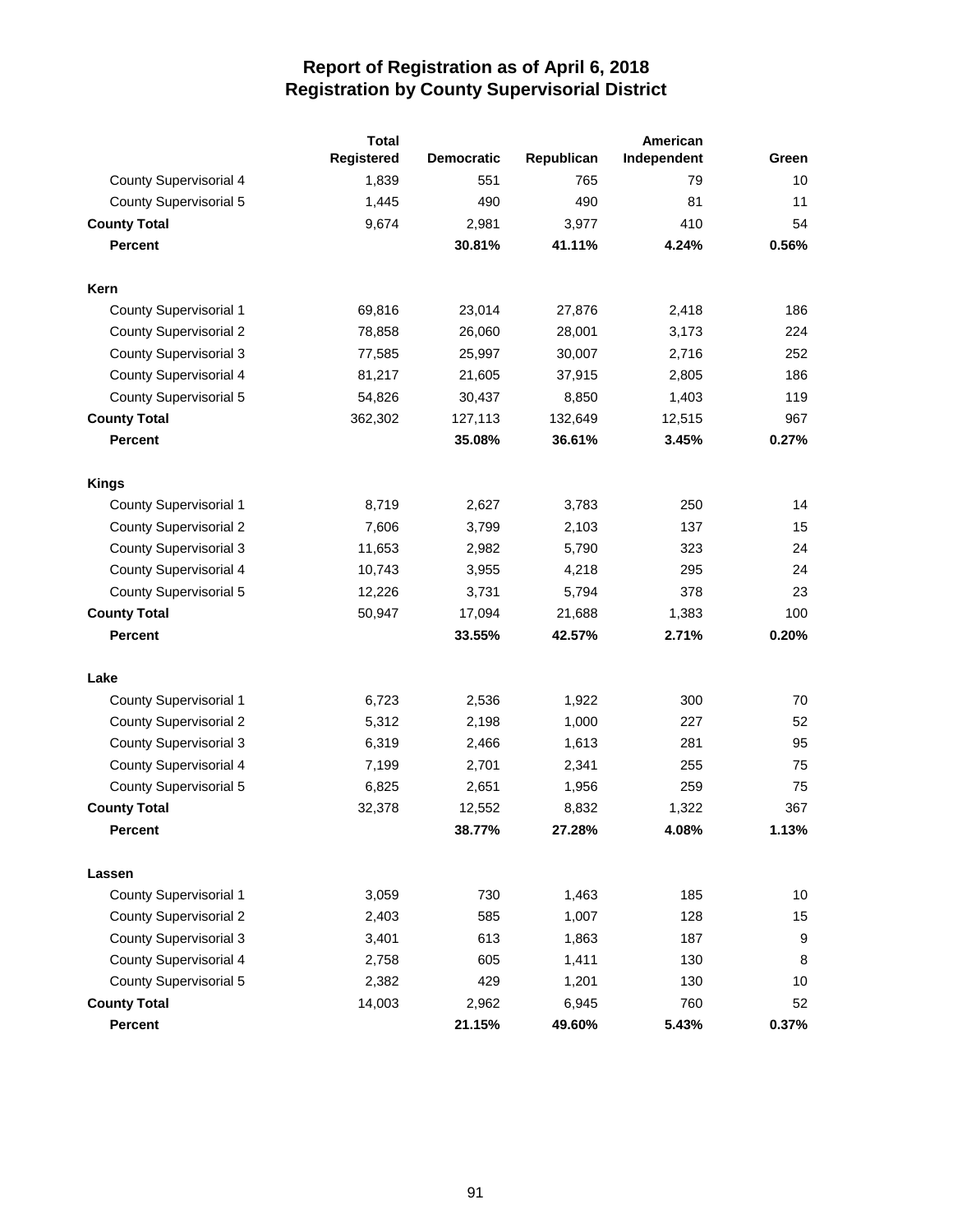# Report of Registration as of April 6, 2018
## Registration by County Supervisorial District

| | Total Registered | Democratic | Republican | American Independent | Green |
|---|---|---|---|---|---|
| County Supervisorial 4 | 1,839 | 551 | 765 | 79 | 10 |
| County Supervisorial 5 | 1,445 | 490 | 490 | 81 | 11 |
| **County Total** | 9,674 | 2,981 | 3,977 | 410 | 54 |
| **Percent** | | **30.81%** | **41.11%** | **4.24%** | **0.56%** |
| **Kern** | | | | | |
| County Supervisorial 1 | 69,816 | 23,014 | 27,876 | 2,418 | 186 |
| County Supervisorial 2 | 78,858 | 26,060 | 28,001 | 3,173 | 224 |
| County Supervisorial 3 | 77,585 | 25,997 | 30,007 | 2,716 | 252 |
| County Supervisorial 4 | 81,217 | 21,605 | 37,915 | 2,805 | 186 |
| County Supervisorial 5 | 54,826 | 30,437 | 8,850 | 1,403 | 119 |
| **County Total** | 362,302 | 127,113 | 132,649 | 12,515 | 967 |
| **Percent** | | **35.08%** | **36.61%** | **3.45%** | **0.27%** |
| **Kings** | | | | | |
| County Supervisorial 1 | 8,719 | 2,627 | 3,783 | 250 | 14 |
| County Supervisorial 2 | 7,606 | 3,799 | 2,103 | 137 | 15 |
| County Supervisorial 3 | 11,653 | 2,982 | 5,790 | 323 | 24 |
| County Supervisorial 4 | 10,743 | 3,955 | 4,218 | 295 | 24 |
| County Supervisorial 5 | 12,226 | 3,731 | 5,794 | 378 | 23 |
| **County Total** | 50,947 | 17,094 | 21,688 | 1,383 | 100 |
| **Percent** | | **33.55%** | **42.57%** | **2.71%** | **0.20%** |
| **Lake** | | | | | |
| County Supervisorial 1 | 6,723 | 2,536 | 1,922 | 300 | 70 |
| County Supervisorial 2 | 5,312 | 2,198 | 1,000 | 227 | 52 |
| County Supervisorial 3 | 6,319 | 2,466 | 1,613 | 281 | 95 |
| County Supervisorial 4 | 7,199 | 2,701 | 2,341 | 255 | 75 |
| County Supervisorial 5 | 6,825 | 2,651 | 1,956 | 259 | 75 |
| **County Total** | 32,378 | 12,552 | 8,832 | 1,322 | 367 |
| **Percent** | | **38.77%** | **27.28%** | **4.08%** | **1.13%** |
| **Lassen** | | | | | |
| County Supervisorial 1 | 3,059 | 730 | 1,463 | 185 | 10 |
| County Supervisorial 2 | 2,403 | 585 | 1,007 | 128 | 15 |
| County Supervisorial 3 | 3,401 | 613 | 1,863 | 187 | 9 |
| County Supervisorial 4 | 2,758 | 605 | 1,411 | 130 | 8 |
| County Supervisorial 5 | 2,382 | 429 | 1,201 | 130 | 10 |
| **County Total** | 14,003 | 2,962 | 6,945 | 760 | 52 |
| **Percent** | | **21.15%** | **49.60%** | **5.43%** | **0.37%** |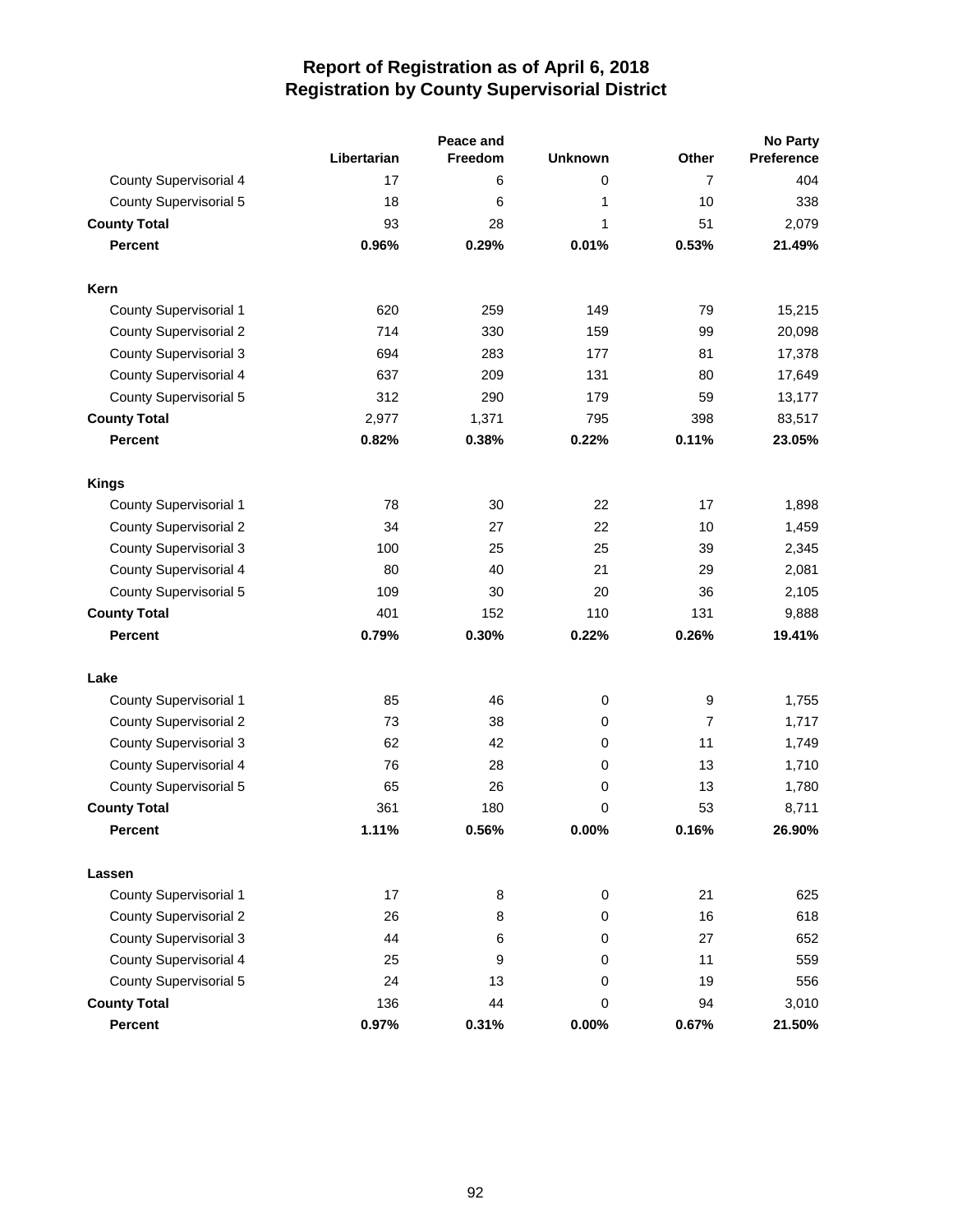# Report of Registration as of April 6, 2018
## Registration by County Supervisorial District

| | Libertarian | Peace and Freedom | Unknown | Other | No Party Preference |
|---|---|---|---|---|---|
| County Supervisorial 4 | 17 | 6 | 0 | 7 | 404 |
| County Supervisorial 5 | 18 | 6 | 1 | 10 | 338 |
| **County Total** | 93 | 28 | 1 | 51 | 2,079 |
| **Percent** | **0.96%** | **0.29%** | **0.01%** | **0.53%** | **21.49%** |
| **Kern** | | | | | |
| County Supervisorial 1 | 620 | 259 | 149 | 79 | 15,215 |
| County Supervisorial 2 | 714 | 330 | 159 | 99 | 20,098 |
| County Supervisorial 3 | 694 | 283 | 177 | 81 | 17,378 |
| County Supervisorial 4 | 637 | 209 | 131 | 80 | 17,649 |
| County Supervisorial 5 | 312 | 290 | 179 | 59 | 13,177 |
| **County Total** | 2,977 | 1,371 | 795 | 398 | 83,517 |
| **Percent** | **0.82%** | **0.38%** | **0.22%** | **0.11%** | **23.05%** |
| **Kings** | | | | | |
| County Supervisorial 1 | 78 | 30 | 22 | 17 | 1,898 |
| County Supervisorial 2 | 34 | 27 | 22 | 10 | 1,459 |
| County Supervisorial 3 | 100 | 25 | 25 | 39 | 2,345 |
| County Supervisorial 4 | 80 | 40 | 21 | 29 | 2,081 |
| County Supervisorial 5 | 109 | 30 | 20 | 36 | 2,105 |
| **County Total** | 401 | 152 | 110 | 131 | 9,888 |
| **Percent** | **0.79%** | **0.30%** | **0.22%** | **0.26%** | **19.41%** |
| **Lake** | | | | | |
| County Supervisorial 1 | 85 | 46 | 0 | 9 | 1,755 |
| County Supervisorial 2 | 73 | 38 | 0 | 7 | 1,717 |
| County Supervisorial 3 | 62 | 42 | 0 | 11 | 1,749 |
| County Supervisorial 4 | 76 | 28 | 0 | 13 | 1,710 |
| County Supervisorial 5 | 65 | 26 | 0 | 13 | 1,780 |
| **County Total** | 361 | 180 | 0 | 53 | 8,711 |
| **Percent** | **1.11%** | **0.56%** | **0.00%** | **0.16%** | **26.90%** |
| **Lassen** | | | | | |
| County Supervisorial 1 | 17 | 8 | 0 | 21 | 625 |
| County Supervisorial 2 | 26 | 8 | 0 | 16 | 618 |
| County Supervisorial 3 | 44 | 6 | 0 | 27 | 652 |
| County Supervisorial 4 | 25 | 9 | 0 | 11 | 559 |
| County Supervisorial 5 | 24 | 13 | 0 | 19 | 556 |
| **County Total** | 136 | 44 | 0 | 94 | 3,010 |
| **Percent** | **0.97%** | **0.31%** | **0.00%** | **0.67%** | **21.50%** |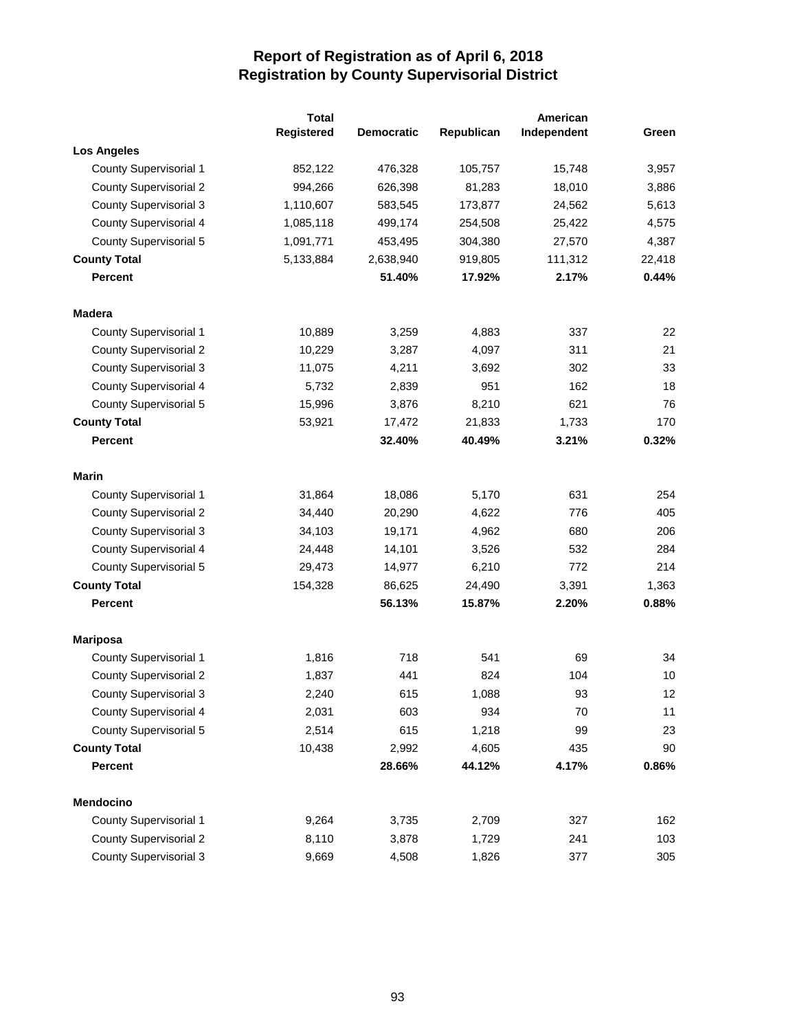# Report of Registration as of April 6, 2018
## Registration by County Supervisorial District

| | Total Registered | Democratic | Republican | American Independent | Green |
|---|---|---|---|---|---|
| **Los Angeles** | | | | | |
| County Supervisorial 1 | 852,122 | 476,328 | 105,757 | 15,748 | 3,957 |
| County Supervisorial 2 | 994,266 | 626,398 | 81,283 | 18,010 | 3,886 |
| County Supervisorial 3 | 1,110,607 | 583,545 | 173,877 | 24,562 | 5,613 |
| County Supervisorial 4 | 1,085,118 | 499,174 | 254,508 | 25,422 | 4,575 |
| County Supervisorial 5 | 1,091,771 | 453,495 | 304,380 | 27,570 | 4,387 |
| **County Total** | 5,133,884 | 2,638,940 | 919,805 | 111,312 | 22,418 |
| **Percent** | | **51.40%** | **17.92%** | **2.17%** | **0.44%** |
| **Madera** | | | | | |
| County Supervisorial 1 | 10,889 | 3,259 | 4,883 | 337 | 22 |
| County Supervisorial 2 | 10,229 | 3,287 | 4,097 | 311 | 21 |
| County Supervisorial 3 | 11,075 | 4,211 | 3,692 | 302 | 33 |
| County Supervisorial 4 | 5,732 | 2,839 | 951 | 162 | 18 |
| County Supervisorial 5 | 15,996 | 3,876 | 8,210 | 621 | 76 |
| **County Total** | 53,921 | 17,472 | 21,833 | 1,733 | 170 |
| **Percent** | | **32.40%** | **40.49%** | **3.21%** | **0.32%** |
| **Marin** | | | | | |
| County Supervisorial 1 | 31,864 | 18,086 | 5,170 | 631 | 254 |
| County Supervisorial 2 | 34,440 | 20,290 | 4,622 | 776 | 405 |
| County Supervisorial 3 | 34,103 | 19,171 | 4,962 | 680 | 206 |
| County Supervisorial 4 | 24,448 | 14,101 | 3,526 | 532 | 284 |
| County Supervisorial 5 | 29,473 | 14,977 | 6,210 | 772 | 214 |
| **County Total** | 154,328 | 86,625 | 24,490 | 3,391 | 1,363 |
| **Percent** | | **56.13%** | **15.87%** | **2.20%** | **0.88%** |
| **Mariposa** | | | | | |
| County Supervisorial 1 | 1,816 | 718 | 541 | 69 | 34 |
| County Supervisorial 2 | 1,837 | 441 | 824 | 104 | 10 |
| County Supervisorial 3 | 2,240 | 615 | 1,088 | 93 | 12 |
| County Supervisorial 4 | 2,031 | 603 | 934 | 70 | 11 |
| County Supervisorial 5 | 2,514 | 615 | 1,218 | 99 | 23 |
| **County Total** | 10,438 | 2,992 | 4,605 | 435 | 90 |
| **Percent** | | **28.66%** | **44.12%** | **4.17%** | **0.86%** |
| **Mendocino** | | | | | |
| County Supervisorial 1 | 9,264 | 3,735 | 2,709 | 327 | 162 |
| County Supervisorial 2 | 8,110 | 3,878 | 1,729 | 241 | 103 |
| County Supervisorial 3 | 9,669 | 4,508 | 1,826 | 377 | 305 |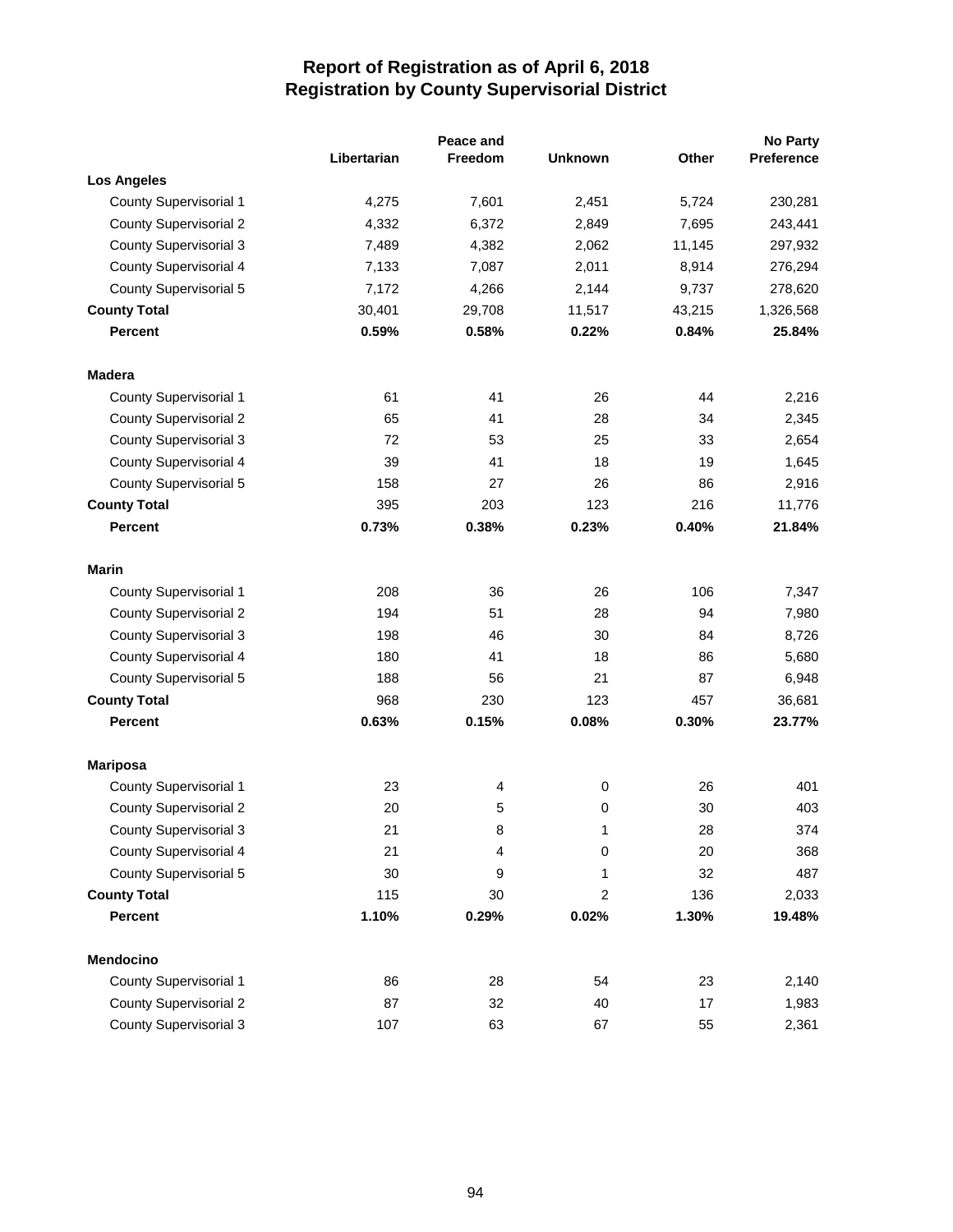# Report of Registration as of April 6, 2018
## Registration by County Supervisorial District

| | Libertarian | Peace and Freedom | Unknown | Other | No Party Preference |
|---|---|---|---|---|---|
| **Los Angeles** | | | | | |
| County Supervisorial 1 | 4,275 | 7,601 | 2,451 | 5,724 | 230,281 |
| County Supervisorial 2 | 4,332 | 6,372 | 2,849 | 7,695 | 243,441 |
| County Supervisorial 3 | 7,489 | 4,382 | 2,062 | 11,145 | 297,932 |
| County Supervisorial 4 | 7,133 | 7,087 | 2,011 | 8,914 | 276,294 |
| County Supervisorial 5 | 7,172 | 4,266 | 2,144 | 9,737 | 278,620 |
| **County Total** | 30,401 | 29,708 | 11,517 | 43,215 | 1,326,568 |
| **Percent** | **0.59%** | **0.58%** | **0.22%** | **0.84%** | **25.84%** |
| **Madera** | | | | | |
| County Supervisorial 1 | 61 | 41 | 26 | 44 | 2,216 |
| County Supervisorial 2 | 65 | 41 | 28 | 34 | 2,345 |
| County Supervisorial 3 | 72 | 53 | 25 | 33 | 2,654 |
| County Supervisorial 4 | 39 | 41 | 18 | 19 | 1,645 |
| County Supervisorial 5 | 158 | 27 | 26 | 86 | 2,916 |
| **County Total** | 395 | 203 | 123 | 216 | 11,776 |
| **Percent** | **0.73%** | **0.38%** | **0.23%** | **0.40%** | **21.84%** |
| **Marin** | | | | | |
| County Supervisorial 1 | 208 | 36 | 26 | 106 | 7,347 |
| County Supervisorial 2 | 194 | 51 | 28 | 94 | 7,980 |
| County Supervisorial 3 | 198 | 46 | 30 | 84 | 8,726 |
| County Supervisorial 4 | 180 | 41 | 18 | 86 | 5,680 |
| County Supervisorial 5 | 188 | 56 | 21 | 87 | 6,948 |
| **County Total** | 968 | 230 | 123 | 457 | 36,681 |
| **Percent** | **0.63%** | **0.15%** | **0.08%** | **0.30%** | **23.77%** |
| **Mariposa** | | | | | |
| County Supervisorial 1 | 23 | 4 | 0 | 26 | 401 |
| County Supervisorial 2 | 20 | 5 | 0 | 30 | 403 |
| County Supervisorial 3 | 21 | 8 | 1 | 28 | 374 |
| County Supervisorial 4 | 21 | 4 | 0 | 20 | 368 |
| County Supervisorial 5 | 30 | 9 | 1 | 32 | 487 |
| **County Total** | 115 | 30 | 2 | 136 | 2,033 |
| **Percent** | **1.10%** | **0.29%** | **0.02%** | **1.30%** | **19.48%** |
| **Mendocino** | | | | | |
| County Supervisorial 1 | 86 | 28 | 54 | 23 | 2,140 |
| County Supervisorial 2 | 87 | 32 | 40 | 17 | 1,983 |
| County Supervisorial 3 | 107 | 63 | 67 | 55 | 2,361 |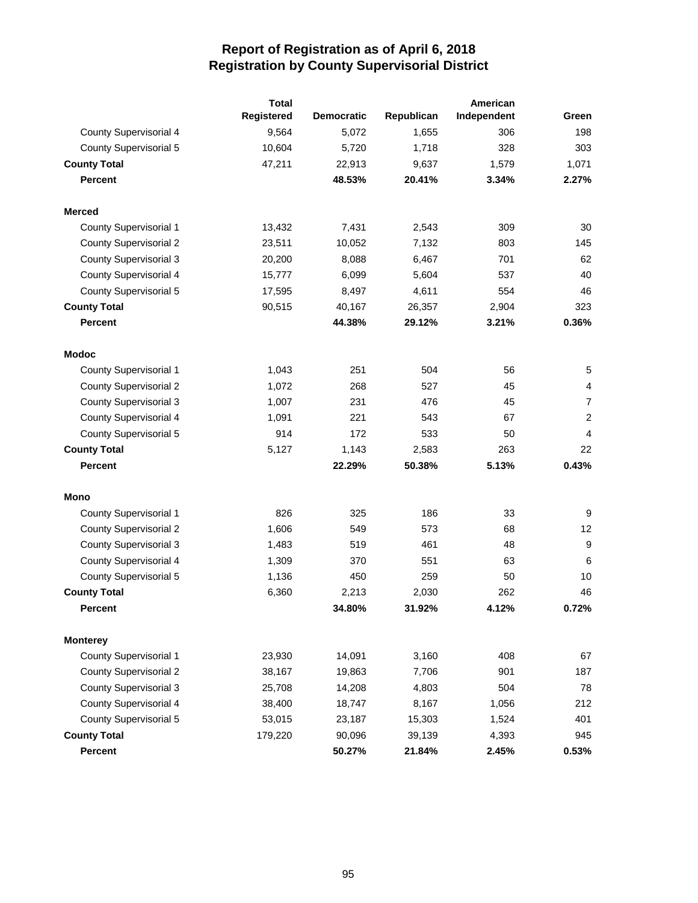# Report of Registration as of April 6, 2018
## Registration by County Supervisorial District

| | Total Registered | Democratic | Republican | American Independent | Green |
|---|---|---|---|---|---|
| County Supervisorial 4 | 9,564 | 5,072 | 1,655 | 306 | 198 |
| County Supervisorial 5 | 10,604 | 5,720 | 1,718 | 328 | 303 |
| **County Total** | 47,211 | 22,913 | 9,637 | 1,579 | 1,071 |
| **Percent** | | **48.53%** | **20.41%** | **3.34%** | **2.27%** |
| | | | | | |
| **Merced** | | | | | |
| County Supervisorial 1 | 13,432 | 7,431 | 2,543 | 309 | 30 |
| County Supervisorial 2 | 23,511 | 10,052 | 7,132 | 803 | 145 |
| County Supervisorial 3 | 20,200 | 8,088 | 6,467 | 701 | 62 |
| County Supervisorial 4 | 15,777 | 6,099 | 5,604 | 537 | 40 |
| County Supervisorial 5 | 17,595 | 8,497 | 4,611 | 554 | 46 |
| **County Total** | 90,515 | 40,167 | 26,357 | 2,904 | 323 |
| **Percent** | | **44.38%** | **29.12%** | **3.21%** | **0.36%** |
| | | | | | |
| **Modoc** | | | | | |
| County Supervisorial 1 | 1,043 | 251 | 504 | 56 | 5 |
| County Supervisorial 2 | 1,072 | 268 | 527 | 45 | 4 |
| County Supervisorial 3 | 1,007 | 231 | 476 | 45 | 7 |
| County Supervisorial 4 | 1,091 | 221 | 543 | 67 | 2 |
| County Supervisorial 5 | 914 | 172 | 533 | 50 | 4 |
| **County Total** | 5,127 | 1,143 | 2,583 | 263 | 22 |
| **Percent** | | **22.29%** | **50.38%** | **5.13%** | **0.43%** |
| | | | | | |
| **Mono** | | | | | |
| County Supervisorial 1 | 826 | 325 | 186 | 33 | 9 |
| County Supervisorial 2 | 1,606 | 549 | 573 | 68 | 12 |
| County Supervisorial 3 | 1,483 | 519 | 461 | 48 | 9 |
| County Supervisorial 4 | 1,309 | 370 | 551 | 63 | 6 |
| County Supervisorial 5 | 1,136 | 450 | 259 | 50 | 10 |
| **County Total** | 6,360 | 2,213 | 2,030 | 262 | 46 |
| **Percent** | | **34.80%** | **31.92%** | **4.12%** | **0.72%** |
| | | | | | |
| **Monterey** | | | | | |
| County Supervisorial 1 | 23,930 | 14,091 | 3,160 | 408 | 67 |
| County Supervisorial 2 | 38,167 | 19,863 | 7,706 | 901 | 187 |
| County Supervisorial 3 | 25,708 | 14,208 | 4,803 | 504 | 78 |
| County Supervisorial 4 | 38,400 | 18,747 | 8,167 | 1,056 | 212 |
| County Supervisorial 5 | 53,015 | 23,187 | 15,303 | 1,524 | 401 |
| **County Total** | 179,220 | 90,096 | 39,139 | 4,393 | 945 |
| **Percent** | | **50.27%** | **21.84%** | **2.45%** | **0.53%** |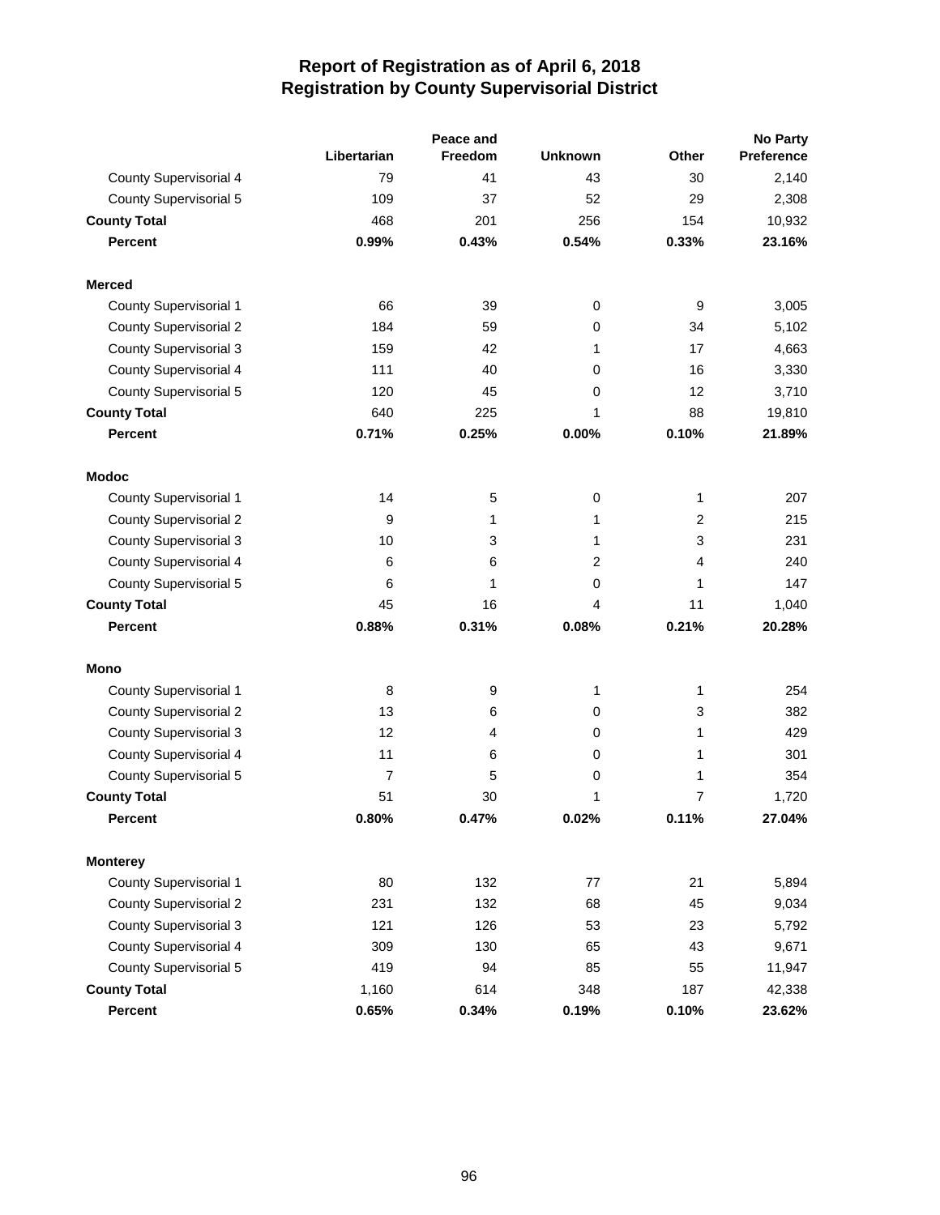# Report of Registration as of April 6, 2018
## Registration by County Supervisorial District

| | Libertarian | Peace and Freedom | Unknown | Other | No Party Preference |
|---|---|---|---|---|---|
| County Supervisorial 4 | 79 | 41 | 43 | 30 | 2,140 |
| County Supervisorial 5 | 109 | 37 | 52 | 29 | 2,308 |
| **County Total** | 468 | 201 | 256 | 154 | 10,932 |
| **Percent** | **0.99%** | **0.43%** | **0.54%** | **0.33%** | **23.16%** |
| **Merced** | | | | | |
| County Supervisorial 1 | 66 | 39 | 0 | 9 | 3,005 |
| County Supervisorial 2 | 184 | 59 | 0 | 34 | 5,102 |
| County Supervisorial 3 | 159 | 42 | 1 | 17 | 4,663 |
| County Supervisorial 4 | 111 | 40 | 0 | 16 | 3,330 |
| County Supervisorial 5 | 120 | 45 | 0 | 12 | 3,710 |
| **County Total** | 640 | 225 | 1 | 88 | 19,810 |
| **Percent** | **0.71%** | **0.25%** | **0.00%** | **0.10%** | **21.89%** |
| **Modoc** | | | | | |
| County Supervisorial 1 | 14 | 5 | 0 | 1 | 207 |
| County Supervisorial 2 | 9 | 1 | 1 | 2 | 215 |
| County Supervisorial 3 | 10 | 3 | 1 | 3 | 231 |
| County Supervisorial 4 | 6 | 6 | 2 | 4 | 240 |
| County Supervisorial 5 | 6 | 1 | 0 | 1 | 147 |
| **County Total** | 45 | 16 | 4 | 11 | 1,040 |
| **Percent** | **0.88%** | **0.31%** | **0.08%** | **0.21%** | **20.28%** |
| **Mono** | | | | | |
| County Supervisorial 1 | 8 | 9 | 1 | 1 | 254 |
| County Supervisorial 2 | 13 | 6 | 0 | 3 | 382 |
| County Supervisorial 3 | 12 | 4 | 0 | 1 | 429 |
| County Supervisorial 4 | 11 | 6 | 0 | 1 | 301 |
| County Supervisorial 5 | 7 | 5 | 0 | 1 | 354 |
| **County Total** | 51 | 30 | 1 | 7 | 1,720 |
| **Percent** | **0.80%** | **0.47%** | **0.02%** | **0.11%** | **27.04%** |
| **Monterey** | | | | | |
| County Supervisorial 1 | 80 | 132 | 77 | 21 | 5,894 |
| County Supervisorial 2 | 231 | 132 | 68 | 45 | 9,034 |
| County Supervisorial 3 | 121 | 126 | 53 | 23 | 5,792 |
| County Supervisorial 4 | 309 | 130 | 65 | 43 | 9,671 |
| County Supervisorial 5 | 419 | 94 | 85 | 55 | 11,947 |
| **County Total** | 1,160 | 614 | 348 | 187 | 42,338 |
| **Percent** | **0.65%** | **0.34%** | **0.19%** | **0.10%** | **23.62%** |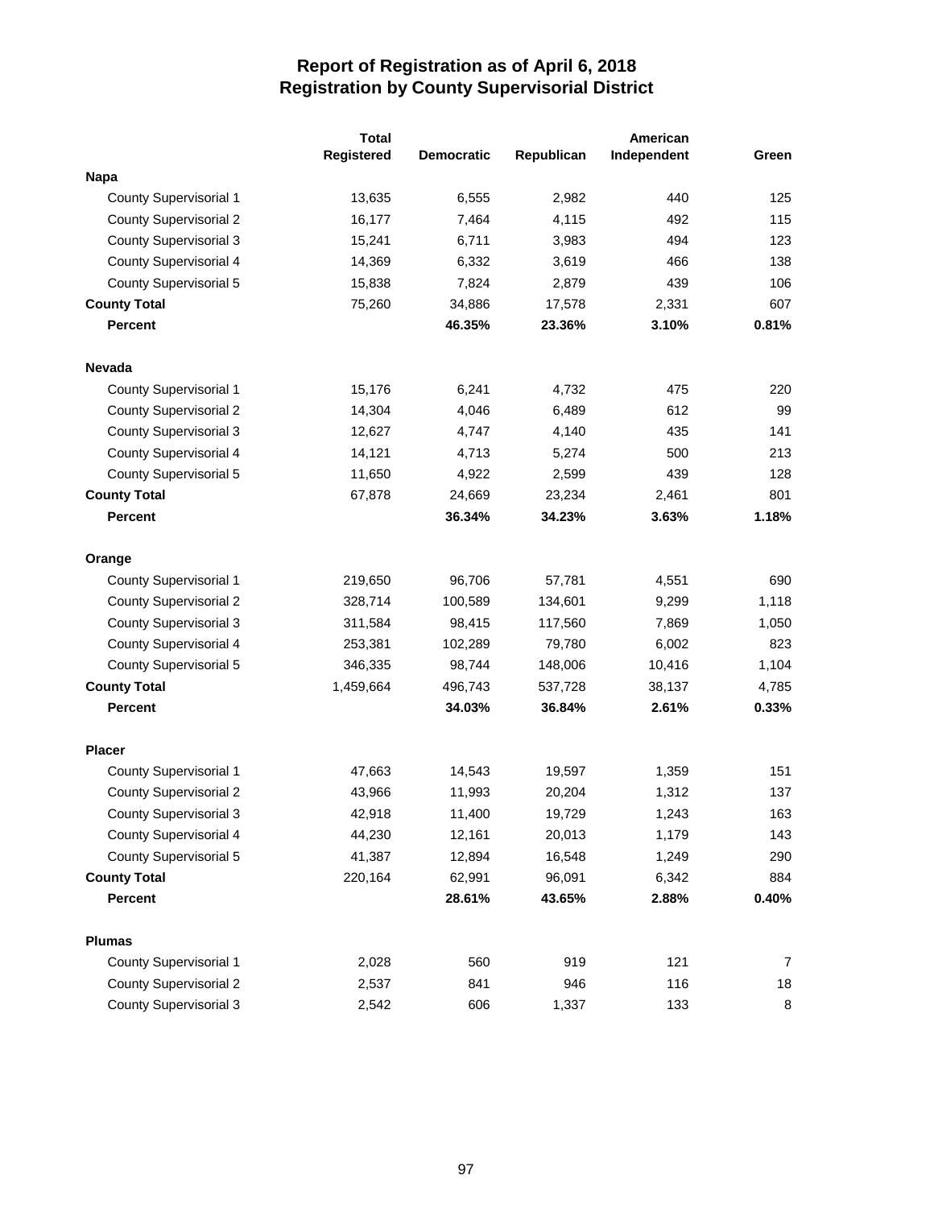# Report of Registration as of April 6, 2018
## Registration by County Supervisorial District

| | Total Registered | Democratic | Republican | American Independent | Green |
|---|---|---|---|---|---|
| **Napa** | | | | | |
| County Supervisorial 1 | 13,635 | 6,555 | 2,982 | 440 | 125 |
| County Supervisorial 2 | 16,177 | 7,464 | 4,115 | 492 | 115 |
| County Supervisorial 3 | 15,241 | 6,711 | 3,983 | 494 | 123 |
| County Supervisorial 4 | 14,369 | 6,332 | 3,619 | 466 | 138 |
| County Supervisorial 5 | 15,838 | 7,824 | 2,879 | 439 | 106 |
| **County Total** | 75,260 | 34,886 | 17,578 | 2,331 | 607 |
| **Percent** | | **46.35%** | **23.36%** | **3.10%** | **0.81%** |
| | | | | | |
| **Nevada** | | | | | |
| County Supervisorial 1 | 15,176 | 6,241 | 4,732 | 475 | 220 |
| County Supervisorial 2 | 14,304 | 4,046 | 6,489 | 612 | 99 |
| County Supervisorial 3 | 12,627 | 4,747 | 4,140 | 435 | 141 |
| County Supervisorial 4 | 14,121 | 4,713 | 5,274 | 500 | 213 |
| County Supervisorial 5 | 11,650 | 4,922 | 2,599 | 439 | 128 |
| **County Total** | 67,878 | 24,669 | 23,234 | 2,461 | 801 |
| **Percent** | | **36.34%** | **34.23%** | **3.63%** | **1.18%** |
| | | | | | |
| **Orange** | | | | | |
| County Supervisorial 1 | 219,650 | 96,706 | 57,781 | 4,551 | 690 |
| County Supervisorial 2 | 328,714 | 100,589 | 134,601 | 9,299 | 1,118 |
| County Supervisorial 3 | 311,584 | 98,415 | 117,560 | 7,869 | 1,050 |
| County Supervisorial 4 | 253,381 | 102,289 | 79,780 | 6,002 | 823 |
| County Supervisorial 5 | 346,335 | 98,744 | 148,006 | 10,416 | 1,104 |
| **County Total** | 1,459,664 | 496,743 | 537,728 | 38,137 | 4,785 |
| **Percent** | | **34.03%** | **36.84%** | **2.61%** | **0.33%** |
| | | | | | |
| **Placer** | | | | | |
| County Supervisorial 1 | 47,663 | 14,543 | 19,597 | 1,359 | 151 |
| County Supervisorial 2 | 43,966 | 11,993 | 20,204 | 1,312 | 137 |
| County Supervisorial 3 | 42,918 | 11,400 | 19,729 | 1,243 | 163 |
| County Supervisorial 4 | 44,230 | 12,161 | 20,013 | 1,179 | 143 |
| County Supervisorial 5 | 41,387 | 12,894 | 16,548 | 1,249 | 290 |
| **County Total** | 220,164 | 62,991 | 96,091 | 6,342 | 884 |
| **Percent** | | **28.61%** | **43.65%** | **2.88%** | **0.40%** |
| | | | | | |
| **Plumas** | | | | | |
| County Supervisorial 1 | 2,028 | 560 | 919 | 121 | 7 |
| County Supervisorial 2 | 2,537 | 841 | 946 | 116 | 18 |
| County Supervisorial 3 | 2,542 | 606 | 1,337 | 133 | 8 |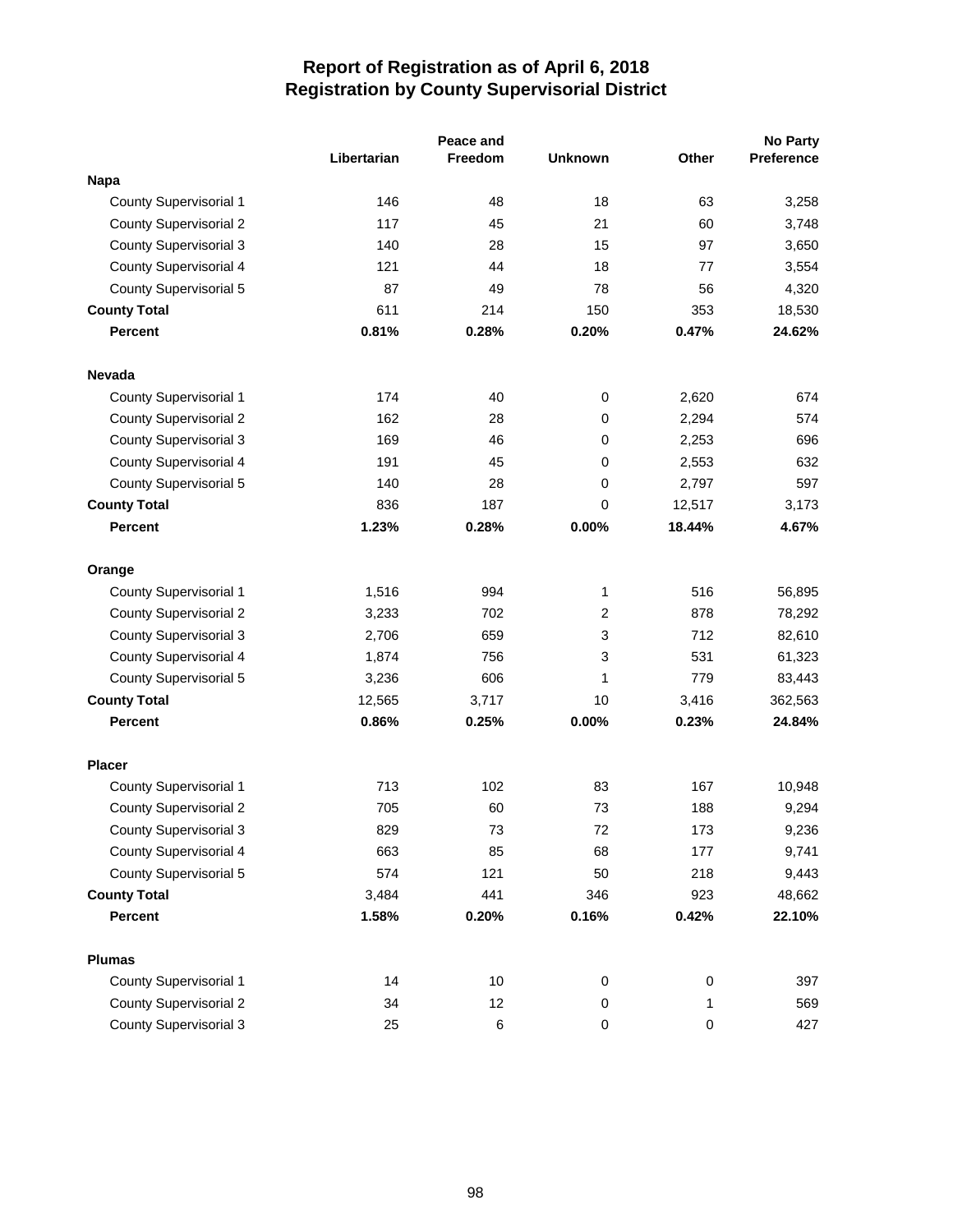# Report of Registration as of April 6, 2018
## Registration by County Supervisorial District

| | Libertarian | Peace and Freedom | Unknown | Other | No Party Preference |
|---|---|---|---|---|---|
| **Napa** | | | | | |
| County Supervisorial 1 | 146 | 48 | 18 | 63 | 3,258 |
| County Supervisorial 2 | 117 | 45 | 21 | 60 | 3,748 |
| County Supervisorial 3 | 140 | 28 | 15 | 97 | 3,650 |
| County Supervisorial 4 | 121 | 44 | 18 | 77 | 3,554 |
| County Supervisorial 5 | 87 | 49 | 78 | 56 | 4,320 |
| **County Total** | 611 | 214 | 150 | 353 | 18,530 |
| **Percent** | **0.81%** | **0.28%** | **0.20%** | **0.47%** | **24.62%** |
| **Nevada** | | | | | |
| County Supervisorial 1 | 174 | 40 | 0 | 2,620 | 674 |
| County Supervisorial 2 | 162 | 28 | 0 | 2,294 | 574 |
| County Supervisorial 3 | 169 | 46 | 0 | 2,253 | 696 |
| County Supervisorial 4 | 191 | 45 | 0 | 2,553 | 632 |
| County Supervisorial 5 | 140 | 28 | 0 | 2,797 | 597 |
| **County Total** | 836 | 187 | 0 | 12,517 | 3,173 |
| **Percent** | **1.23%** | **0.28%** | **0.00%** | **18.44%** | **4.67%** |
| **Orange** | | | | | |
| County Supervisorial 1 | 1,516 | 994 | 1 | 516 | 56,895 |
| County Supervisorial 2 | 3,233 | 702 | 2 | 878 | 78,292 |
| County Supervisorial 3 | 2,706 | 659 | 3 | 712 | 82,610 |
| County Supervisorial 4 | 1,874 | 756 | 3 | 531 | 61,323 |
| County Supervisorial 5 | 3,236 | 606 | 1 | 779 | 83,443 |
| **County Total** | 12,565 | 3,717 | 10 | 3,416 | 362,563 |
| **Percent** | **0.86%** | **0.25%** | **0.00%** | **0.23%** | **24.84%** |
| **Placer** | | | | | |
| County Supervisorial 1 | 713 | 102 | 83 | 167 | 10,948 |
| County Supervisorial 2 | 705 | 60 | 73 | 188 | 9,294 |
| County Supervisorial 3 | 829 | 73 | 72 | 173 | 9,236 |
| County Supervisorial 4 | 663 | 85 | 68 | 177 | 9,741 |
| County Supervisorial 5 | 574 | 121 | 50 | 218 | 9,443 |
| **County Total** | 3,484 | 441 | 346 | 923 | 48,662 |
| **Percent** | **1.58%** | **0.20%** | **0.16%** | **0.42%** | **22.10%** |
| **Plumas** | | | | | |
| County Supervisorial 1 | 14 | 10 | 0 | 0 | 397 |
| County Supervisorial 2 | 34 | 12 | 0 | 1 | 569 |
| County Supervisorial 3 | 25 | 6 | 0 | 0 | 427 |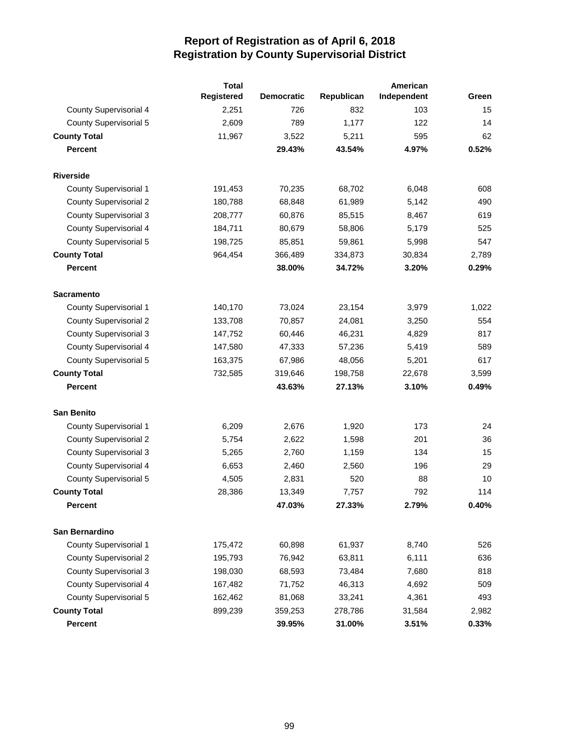# Report of Registration as of April 6, 2018
## Registration by County Supervisorial District

| | Total Registered | Democratic | Republican | American Independent | Green |
|---|---|---|---|---|---|
| County Supervisorial 4 | 2,251 | 726 | 832 | 103 | 15 |
| County Supervisorial 5 | 2,609 | 789 | 1,177 | 122 | 14 |
| **County Total** | 11,967 | 3,522 | 5,211 | 595 | 62 |
| **Percent** | | **29.43%** | **43.54%** | **4.97%** | **0.52%** |
| **Riverside** | | | | | |
| County Supervisorial 1 | 191,453 | 70,235 | 68,702 | 6,048 | 608 |
| County Supervisorial 2 | 180,788 | 68,848 | 61,989 | 5,142 | 490 |
| County Supervisorial 3 | 208,777 | 60,876 | 85,515 | 8,467 | 619 |
| County Supervisorial 4 | 184,711 | 80,679 | 58,806 | 5,179 | 525 |
| County Supervisorial 5 | 198,725 | 85,851 | 59,861 | 5,998 | 547 |
| **County Total** | 964,454 | 366,489 | 334,873 | 30,834 | 2,789 |
| **Percent** | | **38.00%** | **34.72%** | **3.20%** | **0.29%** |
| **Sacramento** | | | | | |
| County Supervisorial 1 | 140,170 | 73,024 | 23,154 | 3,979 | 1,022 |
| County Supervisorial 2 | 133,708 | 70,857 | 24,081 | 3,250 | 554 |
| County Supervisorial 3 | 147,752 | 60,446 | 46,231 | 4,829 | 817 |
| County Supervisorial 4 | 147,580 | 47,333 | 57,236 | 5,419 | 589 |
| County Supervisorial 5 | 163,375 | 67,986 | 48,056 | 5,201 | 617 |
| **County Total** | 732,585 | 319,646 | 198,758 | 22,678 | 3,599 |
| **Percent** | | **43.63%** | **27.13%** | **3.10%** | **0.49%** |
| **San Benito** | | | | | |
| County Supervisorial 1 | 6,209 | 2,676 | 1,920 | 173 | 24 |
| County Supervisorial 2 | 5,754 | 2,622 | 1,598 | 201 | 36 |
| County Supervisorial 3 | 5,265 | 2,760 | 1,159 | 134 | 15 |
| County Supervisorial 4 | 6,653 | 2,460 | 2,560 | 196 | 29 |
| County Supervisorial 5 | 4,505 | 2,831 | 520 | 88 | 10 |
| **County Total** | 28,386 | 13,349 | 7,757 | 792 | 114 |
| **Percent** | | **47.03%** | **27.33%** | **2.79%** | **0.40%** |
| **San Bernardino** | | | | | |
| County Supervisorial 1 | 175,472 | 60,898 | 61,937 | 8,740 | 526 |
| County Supervisorial 2 | 195,793 | 76,942 | 63,811 | 6,111 | 636 |
| County Supervisorial 3 | 198,030 | 68,593 | 73,484 | 7,680 | 818 |
| County Supervisorial 4 | 167,482 | 71,752 | 46,313 | 4,692 | 509 |
| County Supervisorial 5 | 162,462 | 81,068 | 33,241 | 4,361 | 493 |
| **County Total** | 899,239 | 359,253 | 278,786 | 31,584 | 2,982 |
| **Percent** | | **39.95%** | **31.00%** | **3.51%** | **0.33%** |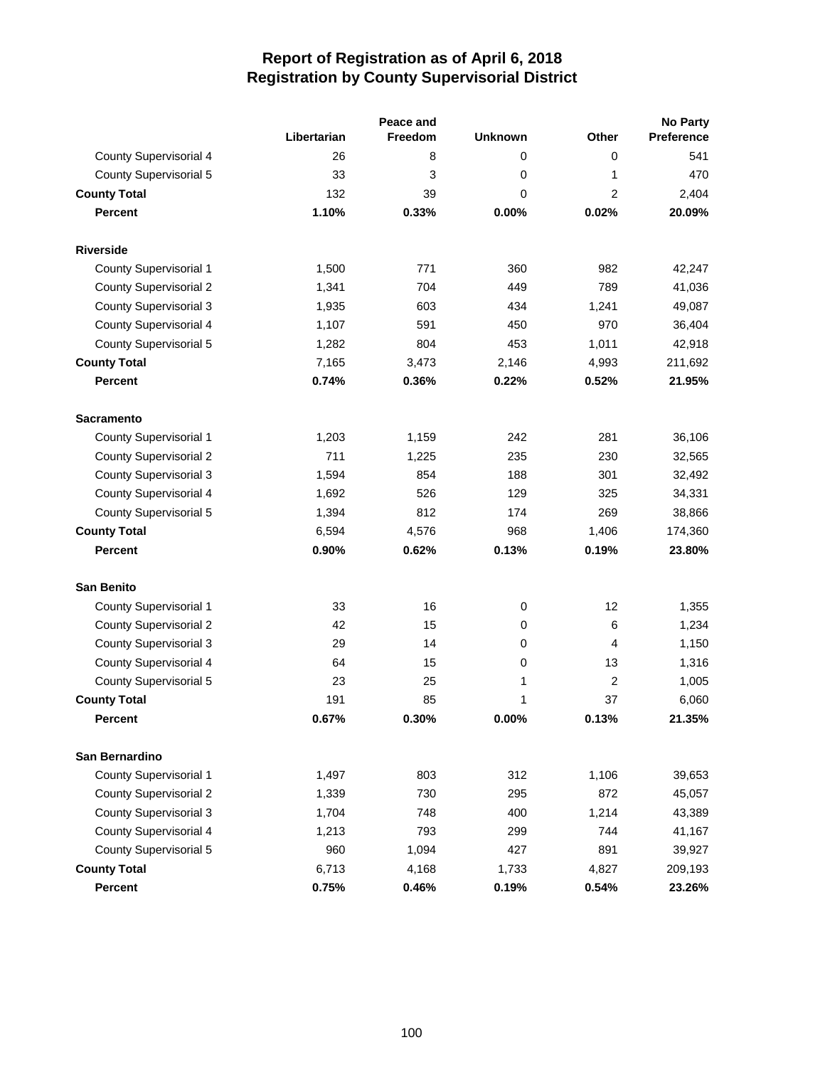# Report of Registration as of April 6, 2018
## Registration by County Supervisorial District

| | Libertarian | Peace and Freedom | Unknown | Other | No Party Preference |
|---|---|---|---|---|---|
| County Supervisorial 4 | 26 | 8 | 0 | 0 | 541 |
| County Supervisorial 5 | 33 | 3 | 0 | 1 | 470 |
| **County Total** | 132 | 39 | 0 | 2 | 2,404 |
| **Percent** | **1.10%** | **0.33%** | **0.00%** | **0.02%** | **20.09%** |
| **Riverside** | | | | | |
| County Supervisorial 1 | 1,500 | 771 | 360 | 982 | 42,247 |
| County Supervisorial 2 | 1,341 | 704 | 449 | 789 | 41,036 |
| County Supervisorial 3 | 1,935 | 603 | 434 | 1,241 | 49,087 |
| County Supervisorial 4 | 1,107 | 591 | 450 | 970 | 36,404 |
| County Supervisorial 5 | 1,282 | 804 | 453 | 1,011 | 42,918 |
| **County Total** | 7,165 | 3,473 | 2,146 | 4,993 | 211,692 |
| **Percent** | **0.74%** | **0.36%** | **0.22%** | **0.52%** | **21.95%** |
| **Sacramento** | | | | | |
| County Supervisorial 1 | 1,203 | 1,159 | 242 | 281 | 36,106 |
| County Supervisorial 2 | 711 | 1,225 | 235 | 230 | 32,565 |
| County Supervisorial 3 | 1,594 | 854 | 188 | 301 | 32,492 |
| County Supervisorial 4 | 1,692 | 526 | 129 | 325 | 34,331 |
| County Supervisorial 5 | 1,394 | 812 | 174 | 269 | 38,866 |
| **County Total** | 6,594 | 4,576 | 968 | 1,406 | 174,360 |
| **Percent** | **0.90%** | **0.62%** | **0.13%** | **0.19%** | **23.80%** |
| **San Benito** | | | | | |
| County Supervisorial 1 | 33 | 16 | 0 | 12 | 1,355 |
| County Supervisorial 2 | 42 | 15 | 0 | 6 | 1,234 |
| County Supervisorial 3 | 29 | 14 | 0 | 4 | 1,150 |
| County Supervisorial 4 | 64 | 15 | 0 | 13 | 1,316 |
| County Supervisorial 5 | 23 | 25 | 1 | 2 | 1,005 |
| **County Total** | 191 | 85 | 1 | 37 | 6,060 |
| **Percent** | **0.67%** | **0.30%** | **0.00%** | **0.13%** | **21.35%** |
| **San Bernardino** | | | | | |
| County Supervisorial 1 | 1,497 | 803 | 312 | 1,106 | 39,653 |
| County Supervisorial 2 | 1,339 | 730 | 295 | 872 | 45,057 |
| County Supervisorial 3 | 1,704 | 748 | 400 | 1,214 | 43,389 |
| County Supervisorial 4 | 1,213 | 793 | 299 | 744 | 41,167 |
| County Supervisorial 5 | 960 | 1,094 | 427 | 891 | 39,927 |
| **County Total** | 6,713 | 4,168 | 1,733 | 4,827 | 209,193 |
| **Percent** | **0.75%** | **0.46%** | **0.19%** | **0.54%** | **23.26%** |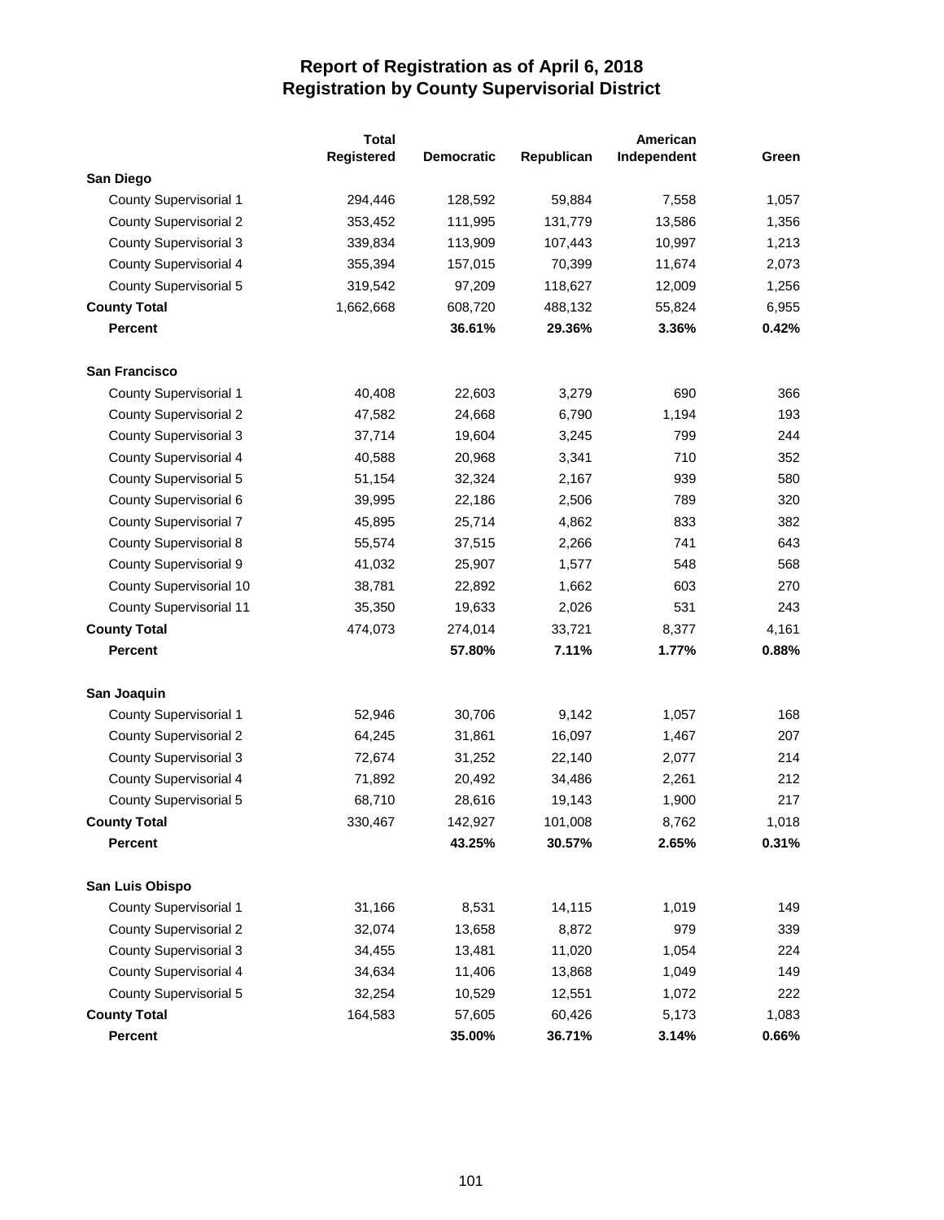# Report of Registration as of April 6, 2018
## Registration by County Supervisorial District

| | Total Registered | Democratic | Republican | American Independent | Green |
|---|---|---|---|---|---|
| **San Diego** | | | | | |
| County Supervisorial 1 | 294,446 | 128,592 | 59,884 | 7,558 | 1,057 |
| County Supervisorial 2 | 353,452 | 111,995 | 131,779 | 13,586 | 1,356 |
| County Supervisorial 3 | 339,834 | 113,909 | 107,443 | 10,997 | 1,213 |
| County Supervisorial 4 | 355,394 | 157,015 | 70,399 | 11,674 | 2,073 |
| County Supervisorial 5 | 319,542 | 97,209 | 118,627 | 12,009 | 1,256 |
| **County Total** | 1,662,668 | 608,720 | 488,132 | 55,824 | 6,955 |
| **Percent** | | **36.61%** | **29.36%** | **3.36%** | **0.42%** |
| | | | | | |
| **San Francisco** | | | | | |
| County Supervisorial 1 | 40,408 | 22,603 | 3,279 | 690 | 366 |
| County Supervisorial 2 | 47,582 | 24,668 | 6,790 | 1,194 | 193 |
| County Supervisorial 3 | 37,714 | 19,604 | 3,245 | 799 | 244 |
| County Supervisorial 4 | 40,588 | 20,968 | 3,341 | 710 | 352 |
| County Supervisorial 5 | 51,154 | 32,324 | 2,167 | 939 | 580 |
| County Supervisorial 6 | 39,995 | 22,186 | 2,506 | 789 | 320 |
| County Supervisorial 7 | 45,895 | 25,714 | 4,862 | 833 | 382 |
| County Supervisorial 8 | 55,574 | 37,515 | 2,266 | 741 | 643 |
| County Supervisorial 9 | 41,032 | 25,907 | 1,577 | 548 | 568 |
| County Supervisorial 10 | 38,781 | 22,892 | 1,662 | 603 | 270 |
| County Supervisorial 11 | 35,350 | 19,633 | 2,026 | 531 | 243 |
| **County Total** | 474,073 | 274,014 | 33,721 | 8,377 | 4,161 |
| **Percent** | | **57.80%** | **7.11%** | **1.77%** | **0.88%** |
| | | | | | |
| **San Joaquin** | | | | | |
| County Supervisorial 1 | 52,946 | 30,706 | 9,142 | 1,057 | 168 |
| County Supervisorial 2 | 64,245 | 31,861 | 16,097 | 1,467 | 207 |
| County Supervisorial 3 | 72,674 | 31,252 | 22,140 | 2,077 | 214 |
| County Supervisorial 4 | 71,892 | 20,492 | 34,486 | 2,261 | 212 |
| County Supervisorial 5 | 68,710 | 28,616 | 19,143 | 1,900 | 217 |
| **County Total** | 330,467 | 142,927 | 101,008 | 8,762 | 1,018 |
| **Percent** | | **43.25%** | **30.57%** | **2.65%** | **0.31%** |
| | | | | | |
| **San Luis Obispo** | | | | | |
| County Supervisorial 1 | 31,166 | 8,531 | 14,115 | 1,019 | 149 |
| County Supervisorial 2 | 32,074 | 13,658 | 8,872 | 979 | 339 |
| County Supervisorial 3 | 34,455 | 13,481 | 11,020 | 1,054 | 224 |
| County Supervisorial 4 | 34,634 | 11,406 | 13,868 | 1,049 | 149 |
| County Supervisorial 5 | 32,254 | 10,529 | 12,551 | 1,072 | 222 |
| **County Total** | 164,583 | 57,605 | 60,426 | 5,173 | 1,083 |
| **Percent** | | **35.00%** | **36.71%** | **3.14%** | **0.66%** |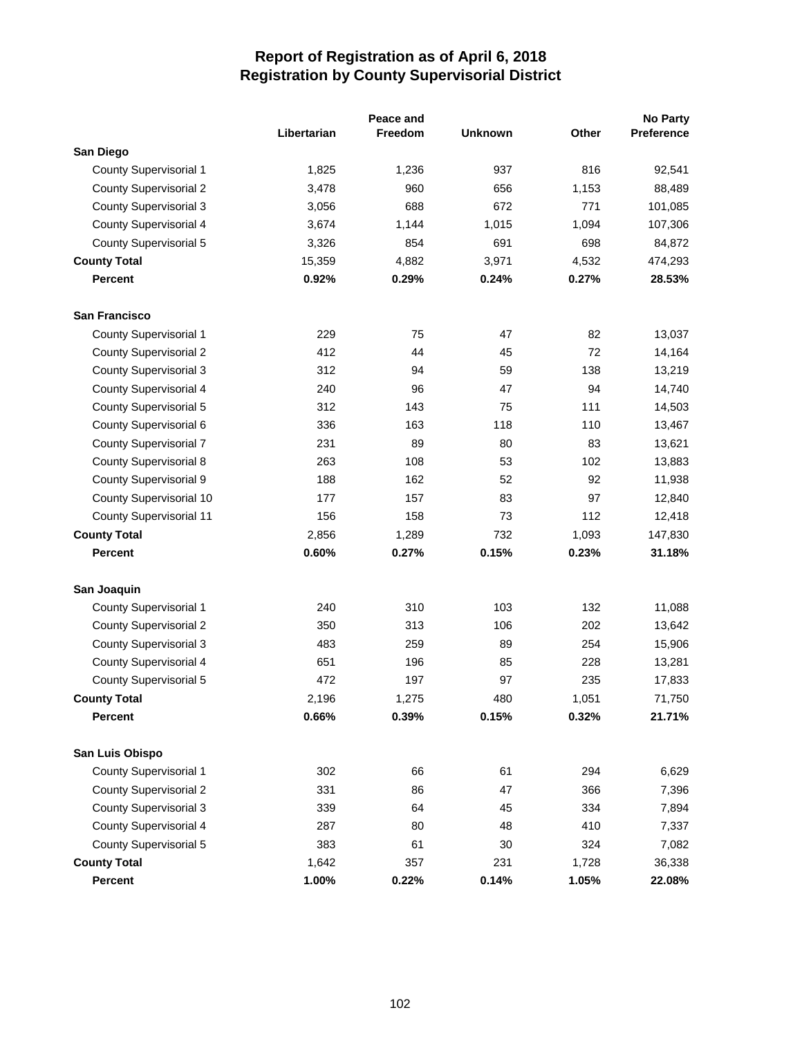# Report of Registration as of April 6, 2018
## Registration by County Supervisorial District

| | Libertarian | Peace and Freedom | Unknown | Other | No Party Preference |
|---|---|---|---|---|---|
| **San Diego** | | | | | |
| County Supervisorial 1 | 1,825 | 1,236 | 937 | 816 | 92,541 |
| County Supervisorial 2 | 3,478 | 960 | 656 | 1,153 | 88,489 |
| County Supervisorial 3 | 3,056 | 688 | 672 | 771 | 101,085 |
| County Supervisorial 4 | 3,674 | 1,144 | 1,015 | 1,094 | 107,306 |
| County Supervisorial 5 | 3,326 | 854 | 691 | 698 | 84,872 |
| **County Total** | 15,359 | 4,882 | 3,971 | 4,532 | 474,293 |
| **Percent** | **0.92%** | **0.29%** | **0.24%** | **0.27%** | **28.53%** |
| **San Francisco** | | | | | |
| County Supervisorial 1 | 229 | 75 | 47 | 82 | 13,037 |
| County Supervisorial 2 | 412 | 44 | 45 | 72 | 14,164 |
| County Supervisorial 3 | 312 | 94 | 59 | 138 | 13,219 |
| County Supervisorial 4 | 240 | 96 | 47 | 94 | 14,740 |
| County Supervisorial 5 | 312 | 143 | 75 | 111 | 14,503 |
| County Supervisorial 6 | 336 | 163 | 118 | 110 | 13,467 |
| County Supervisorial 7 | 231 | 89 | 80 | 83 | 13,621 |
| County Supervisorial 8 | 263 | 108 | 53 | 102 | 13,883 |
| County Supervisorial 9 | 188 | 162 | 52 | 92 | 11,938 |
| County Supervisorial 10 | 177 | 157 | 83 | 97 | 12,840 |
| County Supervisorial 11 | 156 | 158 | 73 | 112 | 12,418 |
| **County Total** | 2,856 | 1,289 | 732 | 1,093 | 147,830 |
| **Percent** | **0.60%** | **0.27%** | **0.15%** | **0.23%** | **31.18%** |
| **San Joaquin** | | | | | |
| County Supervisorial 1 | 240 | 310 | 103 | 132 | 11,088 |
| County Supervisorial 2 | 350 | 313 | 106 | 202 | 13,642 |
| County Supervisorial 3 | 483 | 259 | 89 | 254 | 15,906 |
| County Supervisorial 4 | 651 | 196 | 85 | 228 | 13,281 |
| County Supervisorial 5 | 472 | 197 | 97 | 235 | 17,833 |
| **County Total** | 2,196 | 1,275 | 480 | 1,051 | 71,750 |
| **Percent** | **0.66%** | **0.39%** | **0.15%** | **0.32%** | **21.71%** |
| **San Luis Obispo** | | | | | |
| County Supervisorial 1 | 302 | 66 | 61 | 294 | 6,629 |
| County Supervisorial 2 | 331 | 86 | 47 | 366 | 7,396 |
| County Supervisorial 3 | 339 | 64 | 45 | 334 | 7,894 |
| County Supervisorial 4 | 287 | 80 | 48 | 410 | 7,337 |
| County Supervisorial 5 | 383 | 61 | 30 | 324 | 7,082 |
| **County Total** | 1,642 | 357 | 231 | 1,728 | 36,338 |
| **Percent** | **1.00%** | **0.22%** | **0.14%** | **1.05%** | **22.08%** |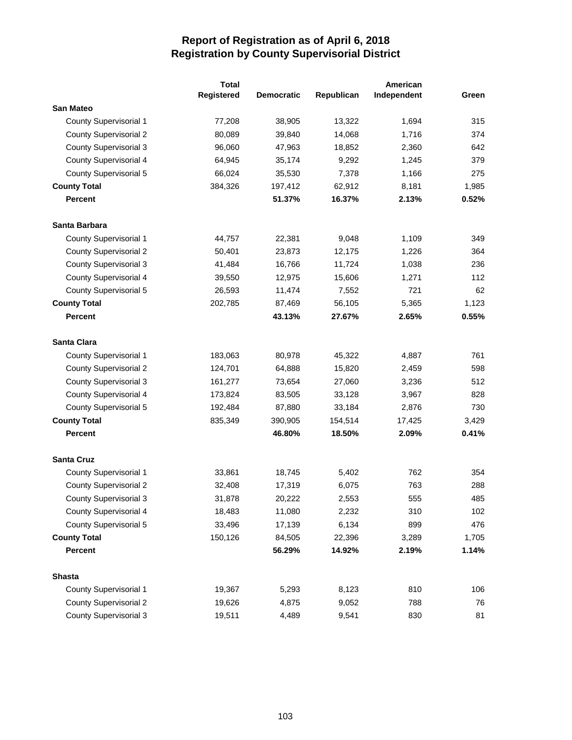# Report of Registration as of April 6, 2018
## Registration by County Supervisorial District

| | Total Registered | Democratic | Republican | American Independent | Green |
|---|---|---|---|---|---|
| **San Mateo** | | | | | |
| County Supervisorial 1 | 77,208 | 38,905 | 13,322 | 1,694 | 315 |
| County Supervisorial 2 | 80,089 | 39,840 | 14,068 | 1,716 | 374 |
| County Supervisorial 3 | 96,060 | 47,963 | 18,852 | 2,360 | 642 |
| County Supervisorial 4 | 64,945 | 35,174 | 9,292 | 1,245 | 379 |
| County Supervisorial 5 | 66,024 | 35,530 | 7,378 | 1,166 | 275 |
| **County Total** | 384,326 | 197,412 | 62,912 | 8,181 | 1,985 |
| **Percent** | | **51.37%** | **16.37%** | **2.13%** | **0.52%** |
| **Santa Barbara** | | | | | |
| County Supervisorial 1 | 44,757 | 22,381 | 9,048 | 1,109 | 349 |
| County Supervisorial 2 | 50,401 | 23,873 | 12,175 | 1,226 | 364 |
| County Supervisorial 3 | 41,484 | 16,766 | 11,724 | 1,038 | 236 |
| County Supervisorial 4 | 39,550 | 12,975 | 15,606 | 1,271 | 112 |
| County Supervisorial 5 | 26,593 | 11,474 | 7,552 | 721 | 62 |
| **County Total** | 202,785 | 87,469 | 56,105 | 5,365 | 1,123 |
| **Percent** | | **43.13%** | **27.67%** | **2.65%** | **0.55%** |
| **Santa Clara** | | | | | |
| County Supervisorial 1 | 183,063 | 80,978 | 45,322 | 4,887 | 761 |
| County Supervisorial 2 | 124,701 | 64,888 | 15,820 | 2,459 | 598 |
| County Supervisorial 3 | 161,277 | 73,654 | 27,060 | 3,236 | 512 |
| County Supervisorial 4 | 173,824 | 83,505 | 33,128 | 3,967 | 828 |
| County Supervisorial 5 | 192,484 | 87,880 | 33,184 | 2,876 | 730 |
| **County Total** | 835,349 | 390,905 | 154,514 | 17,425 | 3,429 |
| **Percent** | | **46.80%** | **18.50%** | **2.09%** | **0.41%** |
| **Santa Cruz** | | | | | |
| County Supervisorial 1 | 33,861 | 18,745 | 5,402 | 762 | 354 |
| County Supervisorial 2 | 32,408 | 17,319 | 6,075 | 763 | 288 |
| County Supervisorial 3 | 31,878 | 20,222 | 2,553 | 555 | 485 |
| County Supervisorial 4 | 18,483 | 11,080 | 2,232 | 310 | 102 |
| County Supervisorial 5 | 33,496 | 17,139 | 6,134 | 899 | 476 |
| **County Total** | 150,126 | 84,505 | 22,396 | 3,289 | 1,705 |
| **Percent** | | **56.29%** | **14.92%** | **2.19%** | **1.14%** |
| **Shasta** | | | | | |
| County Supervisorial 1 | 19,367 | 5,293 | 8,123 | 810 | 106 |
| County Supervisorial 2 | 19,626 | 4,875 | 9,052 | 788 | 76 |
| County Supervisorial 3 | 19,511 | 4,489 | 9,541 | 830 | 81 |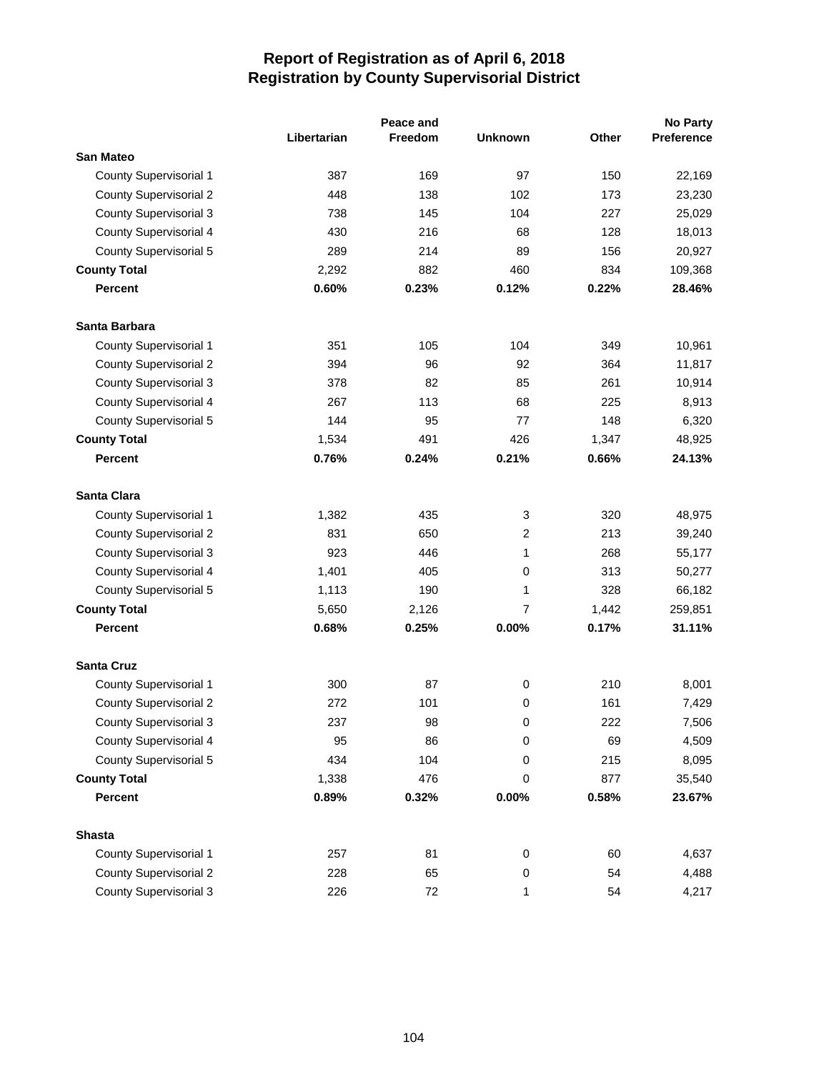# Report of Registration as of April 6, 2018
## Registration by County Supervisorial District

| | Libertarian | Peace and Freedom | Unknown | Other | No Party Preference |
|---|---|---|---|---|---|
| **San Mateo** | | | | | |
| County Supervisorial 1 | 387 | 169 | 97 | 150 | 22,169 |
| County Supervisorial 2 | 448 | 138 | 102 | 173 | 23,230 |
| County Supervisorial 3 | 738 | 145 | 104 | 227 | 25,029 |
| County Supervisorial 4 | 430 | 216 | 68 | 128 | 18,013 |
| County Supervisorial 5 | 289 | 214 | 89 | 156 | 20,927 |
| **County Total** | 2,292 | 882 | 460 | 834 | 109,368 |
| **Percent** | **0.60%** | **0.23%** | **0.12%** | **0.22%** | **28.46%** |
| **Santa Barbara** | | | | | |
| County Supervisorial 1 | 351 | 105 | 104 | 349 | 10,961 |
| County Supervisorial 2 | 394 | 96 | 92 | 364 | 11,817 |
| County Supervisorial 3 | 378 | 82 | 85 | 261 | 10,914 |
| County Supervisorial 4 | 267 | 113 | 68 | 225 | 8,913 |
| County Supervisorial 5 | 144 | 95 | 77 | 148 | 6,320 |
| **County Total** | 1,534 | 491 | 426 | 1,347 | 48,925 |
| **Percent** | **0.76%** | **0.24%** | **0.21%** | **0.66%** | **24.13%** |
| **Santa Clara** | | | | | |
| County Supervisorial 1 | 1,382 | 435 | 3 | 320 | 48,975 |
| County Supervisorial 2 | 831 | 650 | 2 | 213 | 39,240 |
| County Supervisorial 3 | 923 | 446 | 1 | 268 | 55,177 |
| County Supervisorial 4 | 1,401 | 405 | 0 | 313 | 50,277 |
| County Supervisorial 5 | 1,113 | 190 | 1 | 328 | 66,182 |
| **County Total** | 5,650 | 2,126 | 7 | 1,442 | 259,851 |
| **Percent** | **0.68%** | **0.25%** | **0.00%** | **0.17%** | **31.11%** |
| **Santa Cruz** | | | | | |
| County Supervisorial 1 | 300 | 87 | 0 | 210 | 8,001 |
| County Supervisorial 2 | 272 | 101 | 0 | 161 | 7,429 |
| County Supervisorial 3 | 237 | 98 | 0 | 222 | 7,506 |
| County Supervisorial 4 | 95 | 86 | 0 | 69 | 4,509 |
| County Supervisorial 5 | 434 | 104 | 0 | 215 | 8,095 |
| **County Total** | 1,338 | 476 | 0 | 877 | 35,540 |
| **Percent** | **0.89%** | **0.32%** | **0.00%** | **0.58%** | **23.67%** |
| **Shasta** | | | | | |
| County Supervisorial 1 | 257 | 81 | 0 | 60 | 4,637 |
| County Supervisorial 2 | 228 | 65 | 0 | 54 | 4,488 |
| County Supervisorial 3 | 226 | 72 | 1 | 54 | 4,217 |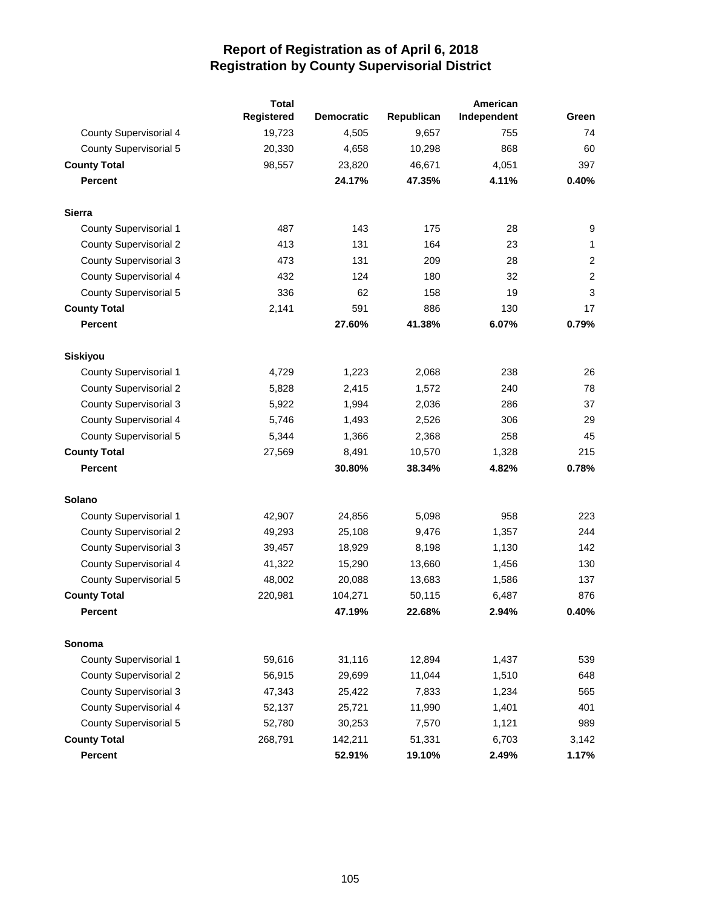# Report of Registration as of April 6, 2018
## Registration by County Supervisorial District

| | Total Registered | Democratic | Republican | American Independent | Green |
|---|---|---|---|---|---|
| County Supervisorial 4 | 19,723 | 4,505 | 9,657 | 755 | 74 |
| County Supervisorial 5 | 20,330 | 4,658 | 10,298 | 868 | 60 |
| **County Total** | 98,557 | 23,820 | 46,671 | 4,051 | 397 |
| **Percent** | | **24.17%** | **47.35%** | **4.11%** | **0.40%** |
| **Sierra** | | | | | |
| County Supervisorial 1 | 487 | 143 | 175 | 28 | 9 |
| County Supervisorial 2 | 413 | 131 | 164 | 23 | 1 |
| County Supervisorial 3 | 473 | 131 | 209 | 28 | 2 |
| County Supervisorial 4 | 432 | 124 | 180 | 32 | 2 |
| County Supervisorial 5 | 336 | 62 | 158 | 19 | 3 |
| **County Total** | 2,141 | 591 | 886 | 130 | 17 |
| **Percent** | | **27.60%** | **41.38%** | **6.07%** | **0.79%** |
| **Siskiyou** | | | | | |
| County Supervisorial 1 | 4,729 | 1,223 | 2,068 | 238 | 26 |
| County Supervisorial 2 | 5,828 | 2,415 | 1,572 | 240 | 78 |
| County Supervisorial 3 | 5,922 | 1,994 | 2,036 | 286 | 37 |
| County Supervisorial 4 | 5,746 | 1,493 | 2,526 | 306 | 29 |
| County Supervisorial 5 | 5,344 | 1,366 | 2,368 | 258 | 45 |
| **County Total** | 27,569 | 8,491 | 10,570 | 1,328 | 215 |
| **Percent** | | **30.80%** | **38.34%** | **4.82%** | **0.78%** |
| **Solano** | | | | | |
| County Supervisorial 1 | 42,907 | 24,856 | 5,098 | 958 | 223 |
| County Supervisorial 2 | 49,293 | 25,108 | 9,476 | 1,357 | 244 |
| County Supervisorial 3 | 39,457 | 18,929 | 8,198 | 1,130 | 142 |
| County Supervisorial 4 | 41,322 | 15,290 | 13,660 | 1,456 | 130 |
| County Supervisorial 5 | 48,002 | 20,088 | 13,683 | 1,586 | 137 |
| **County Total** | 220,981 | 104,271 | 50,115 | 6,487 | 876 |
| **Percent** | | **47.19%** | **22.68%** | **2.94%** | **0.40%** |
| **Sonoma** | | | | | |
| County Supervisorial 1 | 59,616 | 31,116 | 12,894 | 1,437 | 539 |
| County Supervisorial 2 | 56,915 | 29,699 | 11,044 | 1,510 | 648 |
| County Supervisorial 3 | 47,343 | 25,422 | 7,833 | 1,234 | 565 |
| County Supervisorial 4 | 52,137 | 25,721 | 11,990 | 1,401 | 401 |
| County Supervisorial 5 | 52,780 | 30,253 | 7,570 | 1,121 | 989 |
| **County Total** | 268,791 | 142,211 | 51,331 | 6,703 | 3,142 |
| **Percent** | | **52.91%** | **19.10%** | **2.49%** | **1.17%** |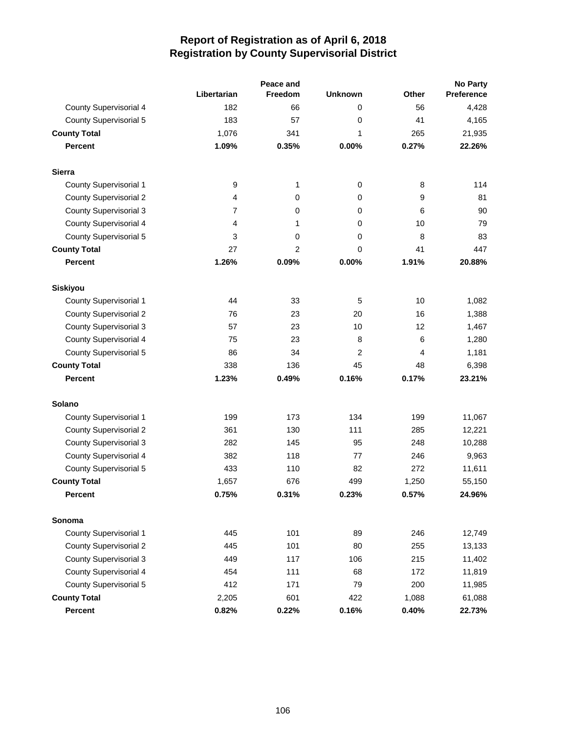# Report of Registration as of April 6, 2018
## Registration by County Supervisorial District

| | Libertarian | Peace and Freedom | Unknown | Other | No Party Preference |
|---|---|---|---|---|---|
| County Supervisorial 4 | 182 | 66 | 0 | 56 | 4,428 |
| County Supervisorial 5 | 183 | 57 | 0 | 41 | 4,165 |
| **County Total** | 1,076 | 341 | 1 | 265 | 21,935 |
| **Percent** | **1.09%** | **0.35%** | **0.00%** | **0.27%** | **22.26%** |
| **Sierra** | | | | | |
| County Supervisorial 1 | 9 | 1 | 0 | 8 | 114 |
| County Supervisorial 2 | 4 | 0 | 0 | 9 | 81 |
| County Supervisorial 3 | 7 | 0 | 0 | 6 | 90 |
| County Supervisorial 4 | 4 | 1 | 0 | 10 | 79 |
| County Supervisorial 5 | 3 | 0 | 0 | 8 | 83 |
| **County Total** | 27 | 2 | 0 | 41 | 447 |
| **Percent** | **1.26%** | **0.09%** | **0.00%** | **1.91%** | **20.88%** |
| **Siskiyou** | | | | | |
| County Supervisorial 1 | 44 | 33 | 5 | 10 | 1,082 |
| County Supervisorial 2 | 76 | 23 | 20 | 16 | 1,388 |
| County Supervisorial 3 | 57 | 23 | 10 | 12 | 1,467 |
| County Supervisorial 4 | 75 | 23 | 8 | 6 | 1,280 |
| County Supervisorial 5 | 86 | 34 | 2 | 4 | 1,181 |
| **County Total** | 338 | 136 | 45 | 48 | 6,398 |
| **Percent** | **1.23%** | **0.49%** | **0.16%** | **0.17%** | **23.21%** |
| **Solano** | | | | | |
| County Supervisorial 1 | 199 | 173 | 134 | 199 | 11,067 |
| County Supervisorial 2 | 361 | 130 | 111 | 285 | 12,221 |
| County Supervisorial 3 | 282 | 145 | 95 | 248 | 10,288 |
| County Supervisorial 4 | 382 | 118 | 77 | 246 | 9,963 |
| County Supervisorial 5 | 433 | 110 | 82 | 272 | 11,611 |
| **County Total** | 1,657 | 676 | 499 | 1,250 | 55,150 |
| **Percent** | **0.75%** | **0.31%** | **0.23%** | **0.57%** | **24.96%** |
| **Sonoma** | | | | | |
| County Supervisorial 1 | 445 | 101 | 89 | 246 | 12,749 |
| County Supervisorial 2 | 445 | 101 | 80 | 255 | 13,133 |
| County Supervisorial 3 | 449 | 117 | 106 | 215 | 11,402 |
| County Supervisorial 4 | 454 | 111 | 68 | 172 | 11,819 |
| County Supervisorial 5 | 412 | 171 | 79 | 200 | 11,985 |
| **County Total** | 2,205 | 601 | 422 | 1,088 | 61,088 |
| **Percent** | **0.82%** | **0.22%** | **0.16%** | **0.40%** | **22.73%** |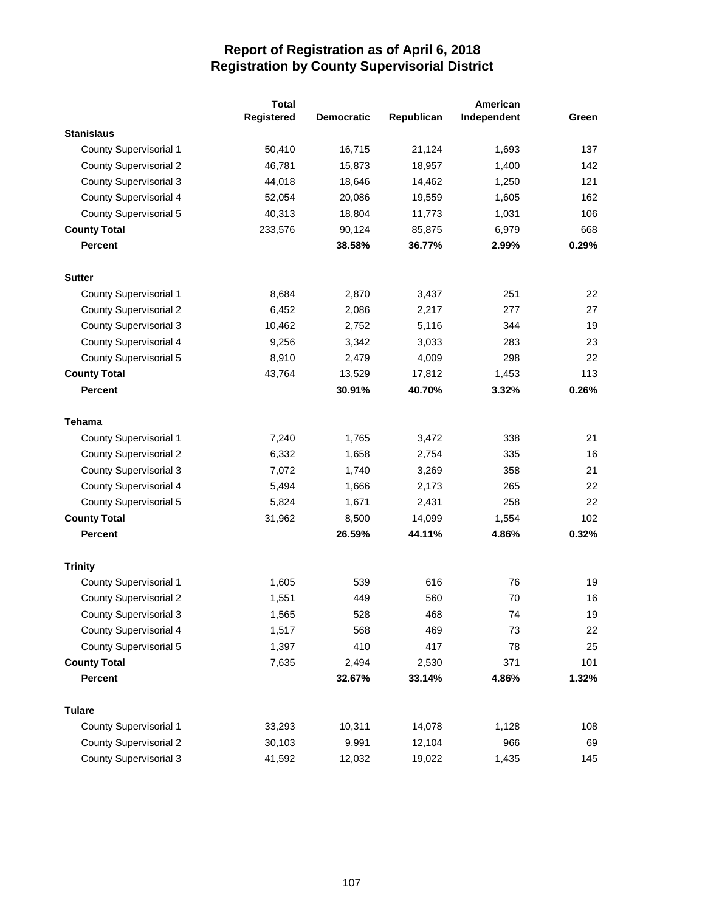# Report of Registration as of April 6, 2018
## Registration by County Supervisorial District

| | Total Registered | Democratic | Republican | American Independent | Green |
|---|---|---|---|---|---|
| **Stanislaus** | | | | | |
| County Supervisorial 1 | 50,410 | 16,715 | 21,124 | 1,693 | 137 |
| County Supervisorial 2 | 46,781 | 15,873 | 18,957 | 1,400 | 142 |
| County Supervisorial 3 | 44,018 | 18,646 | 14,462 | 1,250 | 121 |
| County Supervisorial 4 | 52,054 | 20,086 | 19,559 | 1,605 | 162 |
| County Supervisorial 5 | 40,313 | 18,804 | 11,773 | 1,031 | 106 |
| **County Total** | 233,576 | 90,124 | 85,875 | 6,979 | 668 |
| **Percent** | | **38.58%** | **36.77%** | **2.99%** | **0.29%** |
| **Sutter** | | | | | |
| County Supervisorial 1 | 8,684 | 2,870 | 3,437 | 251 | 22 |
| County Supervisorial 2 | 6,452 | 2,086 | 2,217 | 277 | 27 |
| County Supervisorial 3 | 10,462 | 2,752 | 5,116 | 344 | 19 |
| County Supervisorial 4 | 9,256 | 3,342 | 3,033 | 283 | 23 |
| County Supervisorial 5 | 8,910 | 2,479 | 4,009 | 298 | 22 |
| **County Total** | 43,764 | 13,529 | 17,812 | 1,453 | 113 |
| **Percent** | | **30.91%** | **40.70%** | **3.32%** | **0.26%** |
| **Tehama** | | | | | |
| County Supervisorial 1 | 7,240 | 1,765 | 3,472 | 338 | 21 |
| County Supervisorial 2 | 6,332 | 1,658 | 2,754 | 335 | 16 |
| County Supervisorial 3 | 7,072 | 1,740 | 3,269 | 358 | 21 |
| County Supervisorial 4 | 5,494 | 1,666 | 2,173 | 265 | 22 |
| County Supervisorial 5 | 5,824 | 1,671 | 2,431 | 258 | 22 |
| **County Total** | 31,962 | 8,500 | 14,099 | 1,554 | 102 |
| **Percent** | | **26.59%** | **44.11%** | **4.86%** | **0.32%** |
| **Trinity** | | | | | |
| County Supervisorial 1 | 1,605 | 539 | 616 | 76 | 19 |
| County Supervisorial 2 | 1,551 | 449 | 560 | 70 | 16 |
| County Supervisorial 3 | 1,565 | 528 | 468 | 74 | 19 |
| County Supervisorial 4 | 1,517 | 568 | 469 | 73 | 22 |
| County Supervisorial 5 | 1,397 | 410 | 417 | 78 | 25 |
| **County Total** | 7,635 | 2,494 | 2,530 | 371 | 101 |
| **Percent** | | **32.67%** | **33.14%** | **4.86%** | **1.32%** |
| **Tulare** | | | | | |
| County Supervisorial 1 | 33,293 | 10,311 | 14,078 | 1,128 | 108 |
| County Supervisorial 2 | 30,103 | 9,991 | 12,104 | 966 | 69 |
| County Supervisorial 3 | 41,592 | 12,032 | 19,022 | 1,435 | 145 |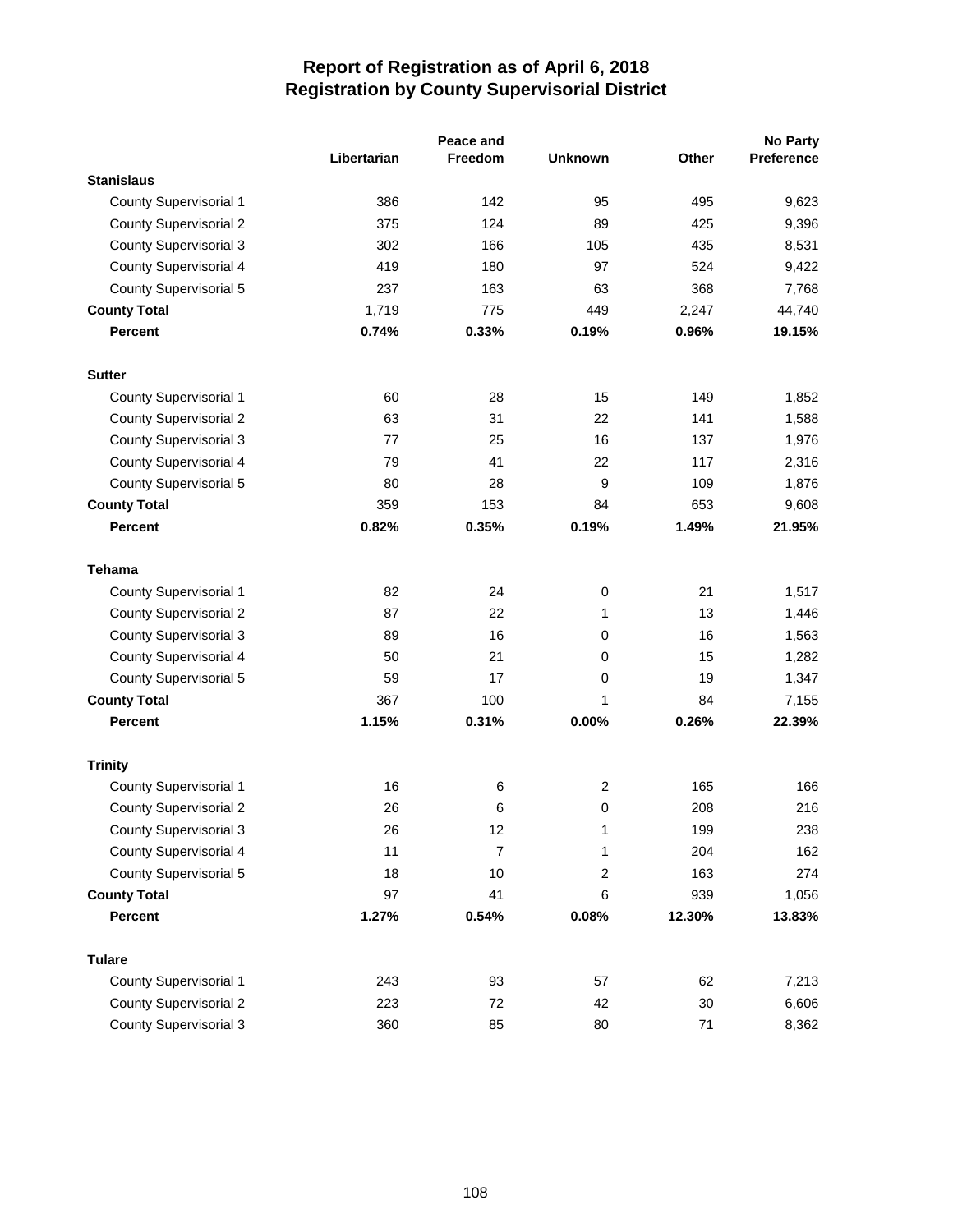# Report of Registration as of April 6, 2018
## Registration by County Supervisorial District

| | Libertarian | Peace and Freedom | Unknown | Other | No Party Preference |
|---|---|---|---|---|---|
| **Stanislaus** | | | | | |
| County Supervisorial 1 | 386 | 142 | 95 | 495 | 9,623 |
| County Supervisorial 2 | 375 | 124 | 89 | 425 | 9,396 |
| County Supervisorial 3 | 302 | 166 | 105 | 435 | 8,531 |
| County Supervisorial 4 | 419 | 180 | 97 | 524 | 9,422 |
| County Supervisorial 5 | 237 | 163 | 63 | 368 | 7,768 |
| **County Total** | 1,719 | 775 | 449 | 2,247 | 44,740 |
| **Percent** | **0.74%** | **0.33%** | **0.19%** | **0.96%** | **19.15%** |
| **Sutter** | | | | | |
| County Supervisorial 1 | 60 | 28 | 15 | 149 | 1,852 |
| County Supervisorial 2 | 63 | 31 | 22 | 141 | 1,588 |
| County Supervisorial 3 | 77 | 25 | 16 | 137 | 1,976 |
| County Supervisorial 4 | 79 | 41 | 22 | 117 | 2,316 |
| County Supervisorial 5 | 80 | 28 | 9 | 109 | 1,876 |
| **County Total** | 359 | 153 | 84 | 653 | 9,608 |
| **Percent** | **0.82%** | **0.35%** | **0.19%** | **1.49%** | **21.95%** |
| **Tehama** | | | | | |
| County Supervisorial 1 | 82 | 24 | 0 | 21 | 1,517 |
| County Supervisorial 2 | 87 | 22 | 1 | 13 | 1,446 |
| County Supervisorial 3 | 89 | 16 | 0 | 16 | 1,563 |
| County Supervisorial 4 | 50 | 21 | 0 | 15 | 1,282 |
| County Supervisorial 5 | 59 | 17 | 0 | 19 | 1,347 |
| **County Total** | 367 | 100 | 1 | 84 | 7,155 |
| **Percent** | **1.15%** | **0.31%** | **0.00%** | **0.26%** | **22.39%** |
| **Trinity** | | | | | |
| County Supervisorial 1 | 16 | 6 | 2 | 165 | 166 |
| County Supervisorial 2 | 26 | 6 | 0 | 208 | 216 |
| County Supervisorial 3 | 26 | 12 | 1 | 199 | 238 |
| County Supervisorial 4 | 11 | 7 | 1 | 204 | 162 |
| County Supervisorial 5 | 18 | 10 | 2 | 163 | 274 |
| **County Total** | 97 | 41 | 6 | 939 | 1,056 |
| **Percent** | **1.27%** | **0.54%** | **0.08%** | **12.30%** | **13.83%** |
| **Tulare** | | | | | |
| County Supervisorial 1 | 243 | 93 | 57 | 62 | 7,213 |
| County Supervisorial 2 | 223 | 72 | 42 | 30 | 6,606 |
| County Supervisorial 3 | 360 | 85 | 80 | 71 | 8,362 |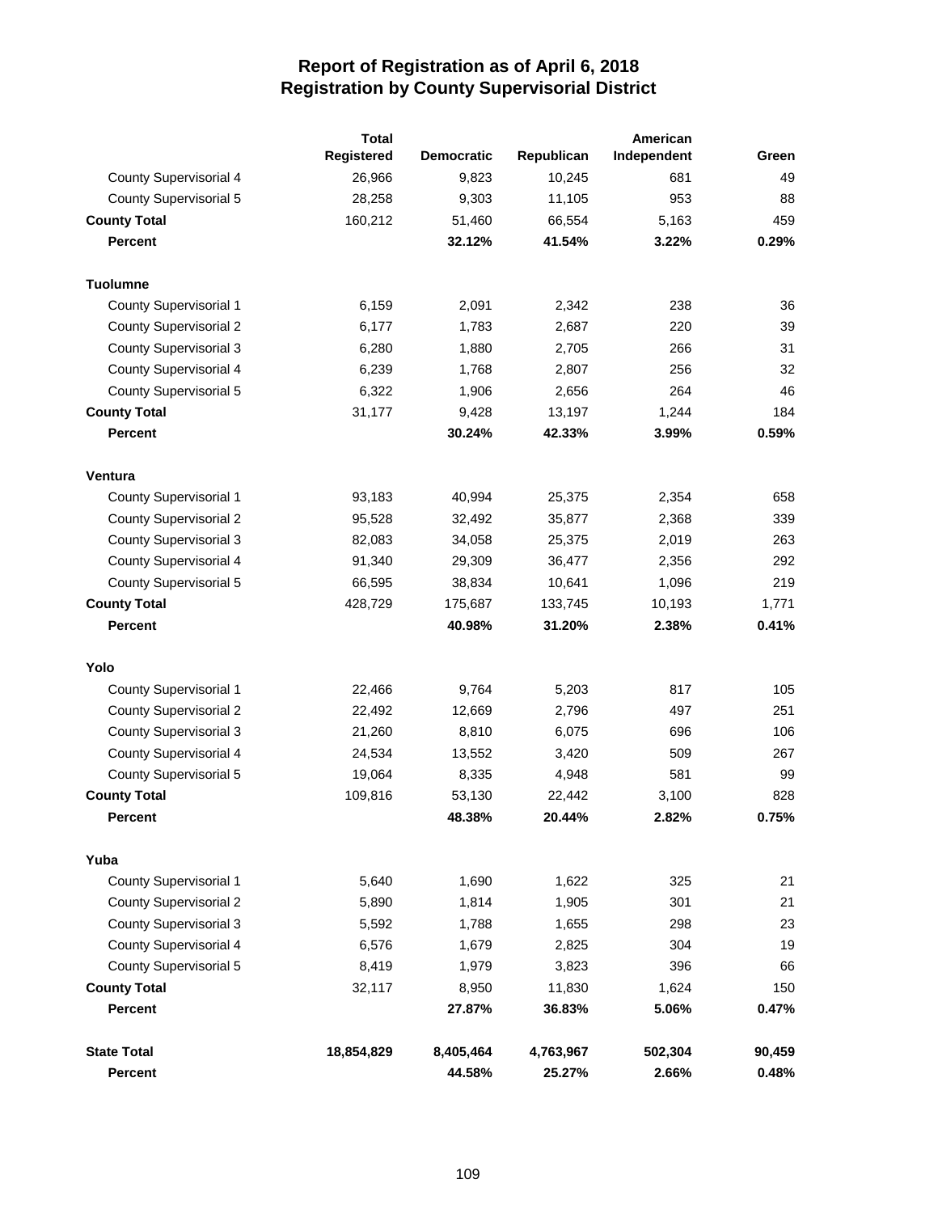# Report of Registration as of April 6, 2018
## Registration by County Supervisorial District

| | Total Registered | Democratic | Republican | American Independent | Green |
|---|---|---|---|---|---|
| County Supervisorial 4 | 26,966 | 9,823 | 10,245 | 681 | 49 |
| County Supervisorial 5 | 28,258 | 9,303 | 11,105 | 953 | 88 |
| **County Total** | 160,212 | 51,460 | 66,554 | 5,163 | 459 |
| **Percent** | | **32.12%** | **41.54%** | **3.22%** | **0.29%** |
| **Tuolumne** | | | | | |
| County Supervisorial 1 | 6,159 | 2,091 | 2,342 | 238 | 36 |
| County Supervisorial 2 | 6,177 | 1,783 | 2,687 | 220 | 39 |
| County Supervisorial 3 | 6,280 | 1,880 | 2,705 | 266 | 31 |
| County Supervisorial 4 | 6,239 | 1,768 | 2,807 | 256 | 32 |
| County Supervisorial 5 | 6,322 | 1,906 | 2,656 | 264 | 46 |
| **County Total** | 31,177 | 9,428 | 13,197 | 1,244 | 184 |
| **Percent** | | **30.24%** | **42.33%** | **3.99%** | **0.59%** |
| **Ventura** | | | | | |
| County Supervisorial 1 | 93,183 | 40,994 | 25,375 | 2,354 | 658 |
| County Supervisorial 2 | 95,528 | 32,492 | 35,877 | 2,368 | 339 |
| County Supervisorial 3 | 82,083 | 34,058 | 25,375 | 2,019 | 263 |
| County Supervisorial 4 | 91,340 | 29,309 | 36,477 | 2,356 | 292 |
| County Supervisorial 5 | 66,595 | 38,834 | 10,641 | 1,096 | 219 |
| **County Total** | 428,729 | 175,687 | 133,745 | 10,193 | 1,771 |
| **Percent** | | **40.98%** | **31.20%** | **2.38%** | **0.41%** |
| **Yolo** | | | | | |
| County Supervisorial 1 | 22,466 | 9,764 | 5,203 | 817 | 105 |
| County Supervisorial 2 | 22,492 | 12,669 | 2,796 | 497 | 251 |
| County Supervisorial 3 | 21,260 | 8,810 | 6,075 | 696 | 106 |
| County Supervisorial 4 | 24,534 | 13,552 | 3,420 | 509 | 267 |
| County Supervisorial 5 | 19,064 | 8,335 | 4,948 | 581 | 99 |
| **County Total** | 109,816 | 53,130 | 22,442 | 3,100 | 828 |
| **Percent** | | **48.38%** | **20.44%** | **2.82%** | **0.75%** |
| **Yuba** | | | | | |
| County Supervisorial 1 | 5,640 | 1,690 | 1,622 | 325 | 21 |
| County Supervisorial 2 | 5,890 | 1,814 | 1,905 | 301 | 21 |
| County Supervisorial 3 | 5,592 | 1,788 | 1,655 | 298 | 23 |
| County Supervisorial 4 | 6,576 | 1,679 | 2,825 | 304 | 19 |
| County Supervisorial 5 | 8,419 | 1,979 | 3,823 | 396 | 66 |
| **County Total** | 32,117 | 8,950 | 11,830 | 1,624 | 150 |
| **Percent** | | **27.87%** | **36.83%** | **5.06%** | **0.47%** |
| **State Total** | **18,854,829** | **8,405,464** | **4,763,967** | **502,304** | **90,459** |
| **Percent** | | **44.58%** | **25.27%** | **2.66%** | **0.48%** |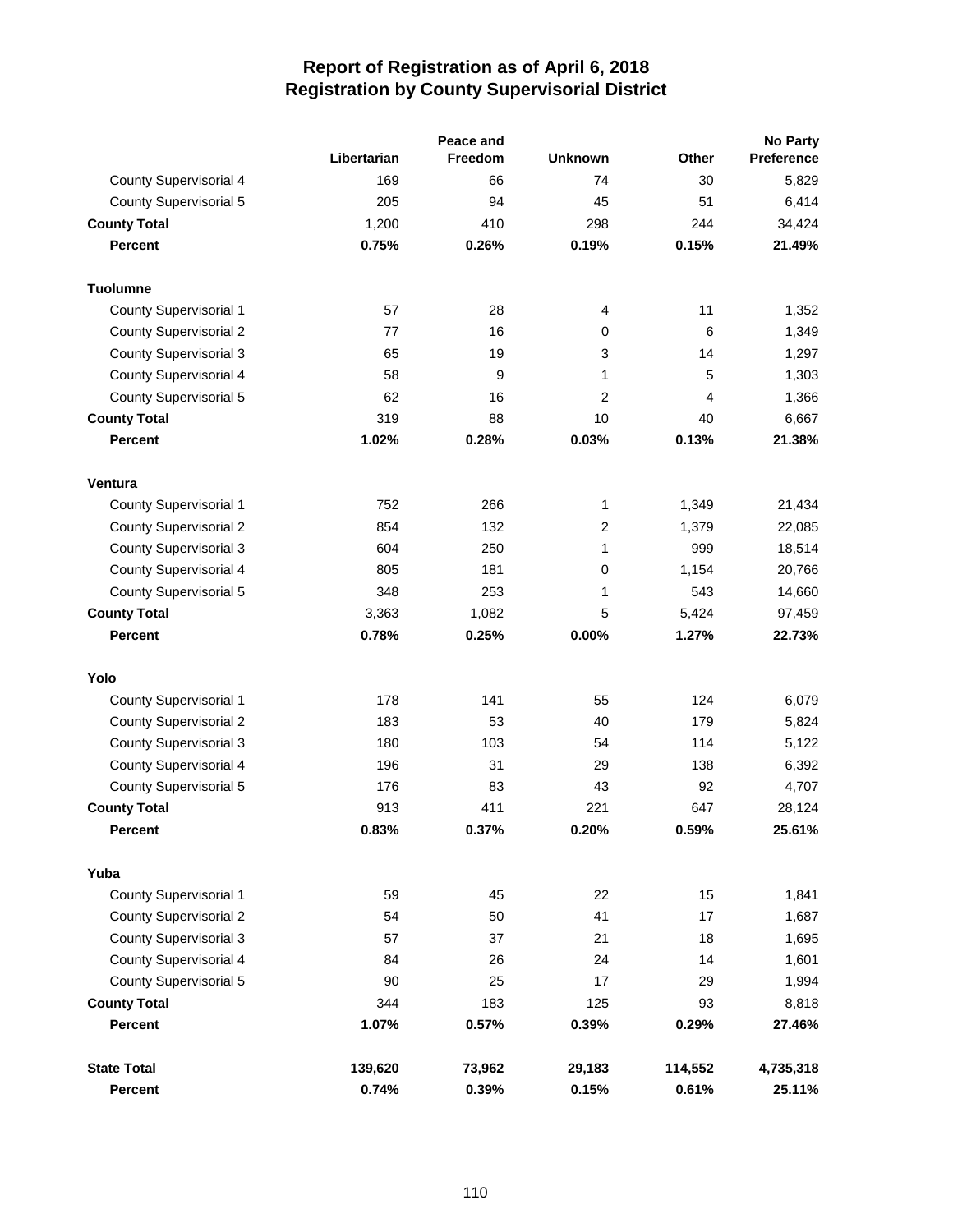# Report of Registration as of April 6, 2018
## Registration by County Supervisorial District

| | Libertarian | Peace and Freedom | Unknown | Other | No Party Preference |
|---|---|---|---|---|---|
| County Supervisorial 4 | 169 | 66 | 74 | 30 | 5,829 |
| County Supervisorial 5 | 205 | 94 | 45 | 51 | 6,414 |
| **County Total** | 1,200 | 410 | 298 | 244 | 34,424 |
| **Percent** | **0.75%** | **0.26%** | **0.19%** | **0.15%** | **21.49%** |
| | | | | | |
| **Tuolumne** | | | | | |
| County Supervisorial 1 | 57 | 28 | 4 | 11 | 1,352 |
| County Supervisorial 2 | 77 | 16 | 0 | 6 | 1,349 |
| County Supervisorial 3 | 65 | 19 | 3 | 14 | 1,297 |
| County Supervisorial 4 | 58 | 9 | 1 | 5 | 1,303 |
| County Supervisorial 5 | 62 | 16 | 2 | 4 | 1,366 |
| **County Total** | 319 | 88 | 10 | 40 | 6,667 |
| **Percent** | **1.02%** | **0.28%** | **0.03%** | **0.13%** | **21.38%** |
| | | | | | |
| **Ventura** | | | | | |
| County Supervisorial 1 | 752 | 266 | 1 | 1,349 | 21,434 |
| County Supervisorial 2 | 854 | 132 | 2 | 1,379 | 22,085 |
| County Supervisorial 3 | 604 | 250 | 1 | 999 | 18,514 |
| County Supervisorial 4 | 805 | 181 | 0 | 1,154 | 20,766 |
| County Supervisorial 5 | 348 | 253 | 1 | 543 | 14,660 |
| **County Total** | 3,363 | 1,082 | 5 | 5,424 | 97,459 |
| **Percent** | **0.78%** | **0.25%** | **0.00%** | **1.27%** | **22.73%** |
| | | | | | |
| **Yolo** | | | | | |
| County Supervisorial 1 | 178 | 141 | 55 | 124 | 6,079 |
| County Supervisorial 2 | 183 | 53 | 40 | 179 | 5,824 |
| County Supervisorial 3 | 180 | 103 | 54 | 114 | 5,122 |
| County Supervisorial 4 | 196 | 31 | 29 | 138 | 6,392 |
| County Supervisorial 5 | 176 | 83 | 43 | 92 | 4,707 |
| **County Total** | 913 | 411 | 221 | 647 | 28,124 |
| **Percent** | **0.83%** | **0.37%** | **0.20%** | **0.59%** | **25.61%** |
| | | | | | |
| **Yuba** | | | | | |
| County Supervisorial 1 | 59 | 45 | 22 | 15 | 1,841 |
| County Supervisorial 2 | 54 | 50 | 41 | 17 | 1,687 |
| County Supervisorial 3 | 57 | 37 | 21 | 18 | 1,695 |
| County Supervisorial 4 | 84 | 26 | 24 | 14 | 1,601 |
| County Supervisorial 5 | 90 | 25 | 17 | 29 | 1,994 |
| **County Total** | 344 | 183 | 125 | 93 | 8,818 |
| **Percent** | **1.07%** | **0.57%** | **0.39%** | **0.29%** | **27.46%** |
| | | | | | |
| **State Total** | **139,620** | **73,962** | **29,183** | **114,552** | **4,735,318** |
| **Percent** | **0.74%** | **0.39%** | **0.15%** | **0.61%** | **25.11%** |